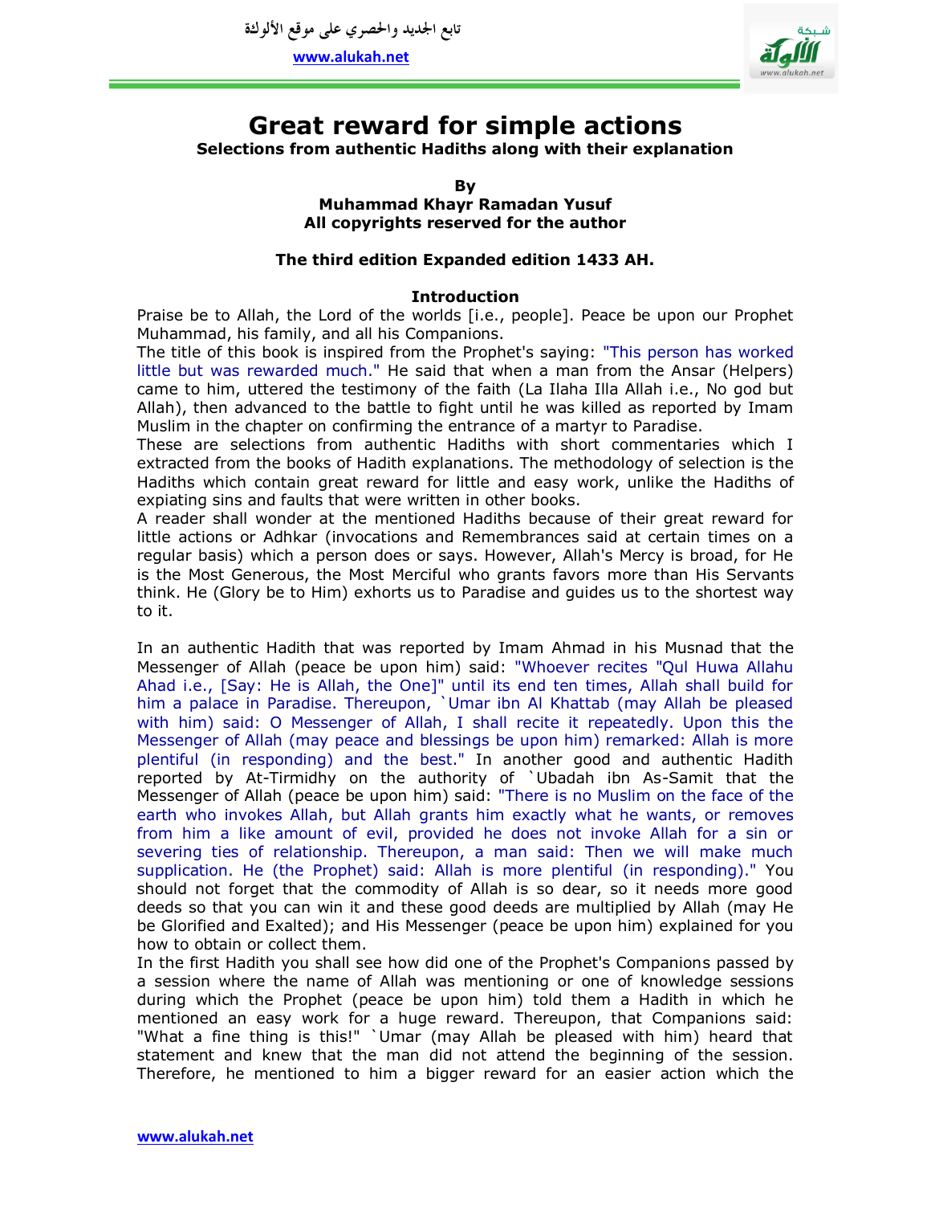# Great reward for simple actions

**Selections from authentic Hadiths along with their explanation**

**By**
**Muhammad Khayr Ramadan Yusuf**
**All copyrights reserved for the author**

**The third edition Expanded edition 1433 AH.**

## Introduction

Praise be to Allah, the Lord of the worlds [i.e., people]. Peace be upon our Prophet Muhammad, his family, and all his Companions.

The title of this book is inspired from the Prophet's saying: "This person has worked little but was rewarded much." He said that when a man from the Ansar (Helpers) came to him, uttered the testimony of the faith (La Ilaha Illa Allah i.e., No god but Allah), then advanced to the battle to fight until he was killed as reported by Imam Muslim in the chapter on confirming the entrance of a martyr to Paradise.

These are selections from authentic Hadiths with short commentaries which I extracted from the books of Hadith explanations. The methodology of selection is the Hadiths which contain great reward for little and easy work, unlike the Hadiths of expiating sins and faults that were written in other books.

A reader shall wonder at the mentioned Hadiths because of their great reward for little actions or Adhkar (invocations and Remembrances said at certain times on a regular basis) which a person does or says. However, Allah's Mercy is broad, for He is the Most Generous, the Most Merciful who grants favors more than His Servants think. He (Glory be to Him) exhorts us to Paradise and guides us to the shortest way to it.

In an authentic Hadith that was reported by Imam Ahmad in his Musnad that the Messenger of Allah (peace be upon him) said: "Whoever recites "Qul Huwa Allahu Ahad i.e., [Say: He is Allah, the One]" until its end ten times, Allah shall build for him a palace in Paradise. Thereupon, `Umar ibn Al Khattab (may Allah be pleased with him) said: O Messenger of Allah, I shall recite it repeatedly. Upon this the Messenger of Allah (may peace and blessings be upon him) remarked: Allah is more plentiful (in responding) and the best." In another good and authentic Hadith reported by At-Tirmidhy on the authority of `Ubadah ibn As-Samit that the Messenger of Allah (peace be upon him) said: "There is no Muslim on the face of the earth who invokes Allah, but Allah grants him exactly what he wants, or removes from him a like amount of evil, provided he does not invoke Allah for a sin or severing ties of relationship. Thereupon, a man said: Then we will make much supplication. He (the Prophet) said: Allah is more plentiful (in responding)." You should not forget that the commodity of Allah is so dear, so it needs more good deeds so that you can win it and these good deeds are multiplied by Allah (may He be Glorified and Exalted); and His Messenger (peace be upon him) explained for you how to obtain or collect them.

In the first Hadith you shall see how did one of the Prophet's Companions passed by a session where the name of Allah was mentioning or one of knowledge sessions during which the Prophet (peace be upon him) told them a Hadith in which he mentioned an easy work for a huge reward. Thereupon, that Companions said: "What a fine thing is this!" `Umar (may Allah be pleased with him) heard that statement and knew that the man did not attend the beginning of the session. Therefore, he mentioned to him a bigger reward for an easier action which the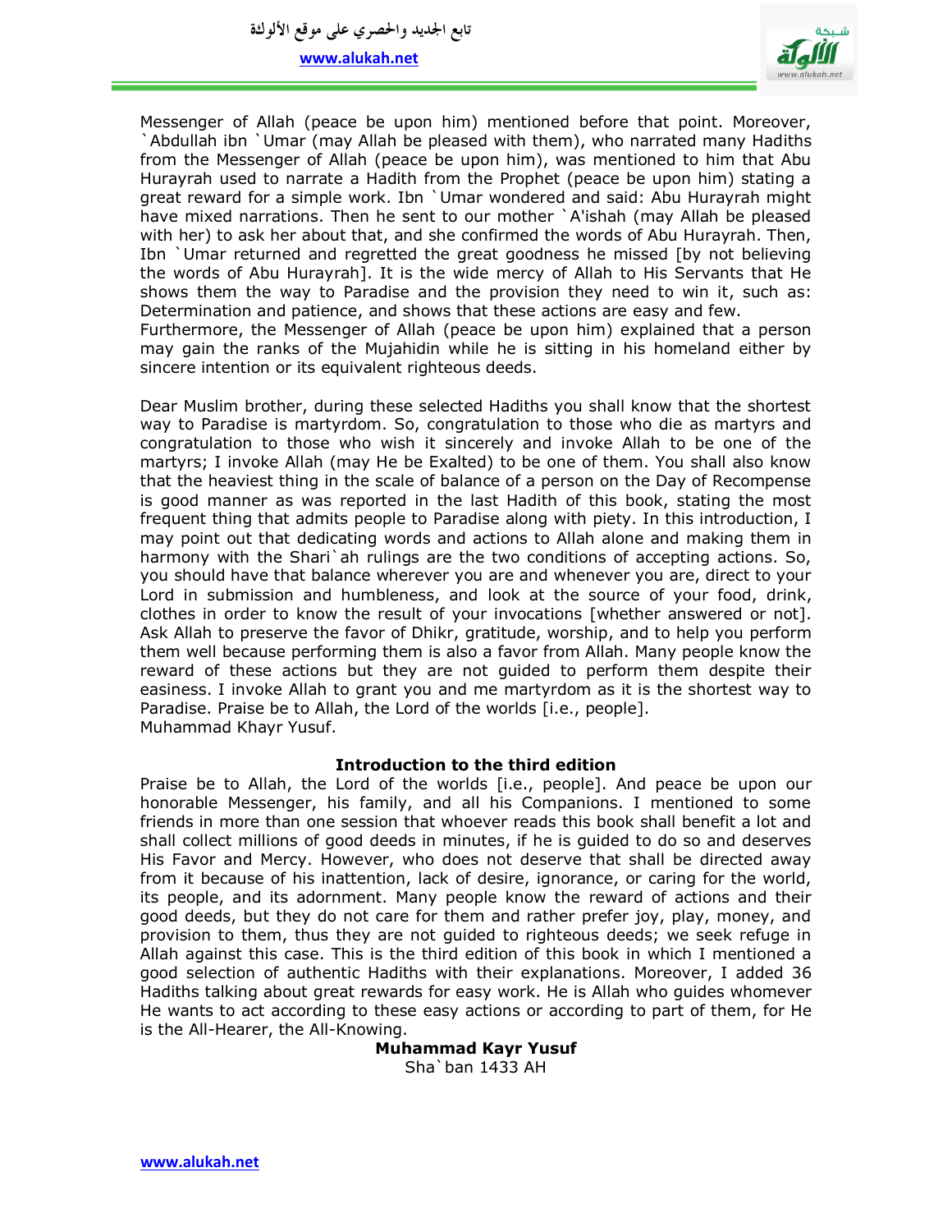Messenger of Allah (peace be upon him) mentioned before that point. Moreover, `Abdullah ibn `Umar (may Allah be pleased with them), who narrated many Hadiths from the Messenger of Allah (peace be upon him), was mentioned to him that Abu Hurayrah used to narrate a Hadith from the Prophet (peace be upon him) stating a great reward for a simple work. Ibn `Umar wondered and said: Abu Hurayrah might have mixed narrations. Then he sent to our mother `A'ishah (may Allah be pleased with her) to ask her about that, and she confirmed the words of Abu Hurayrah. Then, Ibn `Umar returned and regretted the great goodness he missed [by not believing the words of Abu Hurayrah]. It is the wide mercy of Allah to His Servants that He shows them the way to Paradise and the provision they need to win it, such as: Determination and patience, and shows that these actions are easy and few.
Furthermore, the Messenger of Allah (peace be upon him) explained that a person may gain the ranks of the Mujahidin while he is sitting in his homeland either by sincere intention or its equivalent righteous deeds.

Dear Muslim brother, during these selected Hadiths you shall know that the shortest way to Paradise is martyrdom. So, congratulation to those who die as martyrs and congratulation to those who wish it sincerely and invoke Allah to be one of the martyrs; I invoke Allah (may He be Exalted) to be one of them. You shall also know that the heaviest thing in the scale of balance of a person on the Day of Recompense is good manner as was reported in the last Hadith of this book, stating the most frequent thing that admits people to Paradise along with piety. In this introduction, I may point out that dedicating words and actions to Allah alone and making them in harmony with the Shari`ah rulings are the two conditions of accepting actions. So, you should have that balance wherever you are and whenever you are, direct to your Lord in submission and humbleness, and look at the source of your food, drink, clothes in order to know the result of your invocations [whether answered or not]. Ask Allah to preserve the favor of Dhikr, gratitude, worship, and to help you perform them well because performing them is also a favor from Allah. Many people know the reward of these actions but they are not guided to perform them despite their easiness. I invoke Allah to grant you and me martyrdom as it is the shortest way to Paradise. Praise be to Allah, the Lord of the worlds [i.e., people].
Muhammad Khayr Yusuf.

## Introduction to the third edition

Praise be to Allah, the Lord of the worlds [i.e., people]. And peace be upon our honorable Messenger, his family, and all his Companions. I mentioned to some friends in more than one session that whoever reads this book shall benefit a lot and shall collect millions of good deeds in minutes, if he is guided to do so and deserves His Favor and Mercy. However, who does not deserve that shall be directed away from it because of his inattention, lack of desire, ignorance, or caring for the world, its people, and its adornment. Many people know the reward of actions and their good deeds, but they do not care for them and rather prefer joy, play, money, and provision to them, thus they are not guided to righteous deeds; we seek refuge in Allah against this case. This is the third edition of this book in which I mentioned a good selection of authentic Hadiths with their explanations. Moreover, I added 36 Hadiths talking about great rewards for easy work. He is Allah who guides whomever He wants to act according to these easy actions or according to part of them, for He is the All-Hearer, the All-Knowing.

**Muhammad Kayr Yusuf**
Sha`ban 1433 AH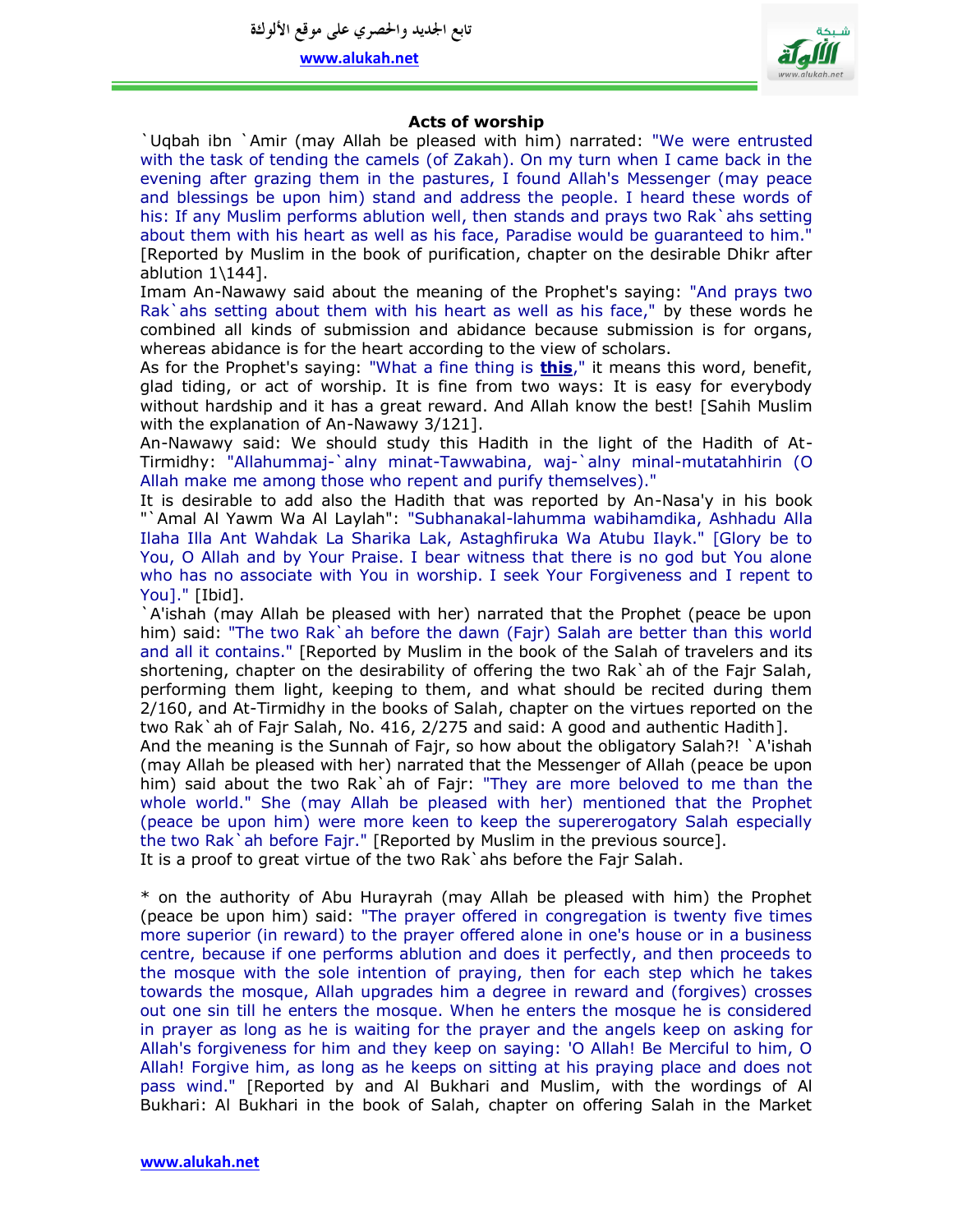## Acts of worship

`Uqbah ibn `Amir (may Allah be pleased with him) narrated: "We were entrusted with the task of tending the camels (of Zakah). On my turn when I came back in the evening after grazing them in the pastures, I found Allah's Messenger (may peace and blessings be upon him) stand and address the people. I heard these words of his: If any Muslim performs ablution well, then stands and prays two Rak`ahs setting about them with his heart as well as his face, Paradise would be guaranteed to him." [Reported by Muslim in the book of purification, chapter on the desirable Dhikr after ablution 1\144].

Imam An-Nawawy said about the meaning of the Prophet's saying: "And prays two Rak`ahs setting about them with his heart as well as his face," by these words he combined all kinds of submission and abidance because submission is for organs, whereas abidance is for the heart according to the view of scholars.

As for the Prophet's saying: "What a fine thing is **this**," it means this word, benefit, glad tiding, or act of worship. It is fine from two ways: It is easy for everybody without hardship and it has a great reward. And Allah know the best! [Sahih Muslim with the explanation of An-Nawawy 3/121].

An-Nawawy said: We should study this Hadith in the light of the Hadith of At-Tirmidhy: "Allahummaj-`alny minat-Tawwabina, waj-`alny minal-mutatahhirin (O Allah make me among those who repent and purify themselves)."

It is desirable to add also the Hadith that was reported by An-Nasa'y in his book "`Amal Al Yawm Wa Al Laylah": "Subhanakal-lahumma wabihamdika, Ashhadu Alla Ilaha Illa Ant Wahdak La Sharika Lak, Astaghfiruka Wa Atubu Ilayk." [Glory be to You, O Allah and by Your Praise. I bear witness that there is no god but You alone who has no associate with You in worship. I seek Your Forgiveness and I repent to You]." [Ibid].

`A'ishah (may Allah be pleased with her) narrated that the Prophet (peace be upon him) said: "The two Rak`ah before the dawn (Fajr) Salah are better than this world and all it contains." [Reported by Muslim in the book of the Salah of travelers and its shortening, chapter on the desirability of offering the two Rak`ah of the Fajr Salah, performing them light, keeping to them, and what should be recited during them 2/160, and At-Tirmidhy in the books of Salah, chapter on the virtues reported on the two Rak`ah of Fajr Salah, No. 416, 2/275 and said: A good and authentic Hadith].

And the meaning is the Sunnah of Fajr, so how about the obligatory Salah?! `A'ishah (may Allah be pleased with her) narrated that the Messenger of Allah (peace be upon him) said about the two Rak`ah of Fajr: "They are more beloved to me than the whole world." She (may Allah be pleased with her) mentioned that the Prophet (peace be upon him) were more keen to keep the supererogatory Salah especially the two Rak`ah before Fajr." [Reported by Muslim in the previous source].

It is a proof to great virtue of the two Rak`ahs before the Fajr Salah.

* on the authority of Abu Hurayrah (may Allah be pleased with him) the Prophet (peace be upon him) said: "The prayer offered in congregation is twenty five times more superior (in reward) to the prayer offered alone in one's house or in a business centre, because if one performs ablution and does it perfectly, and then proceeds to the mosque with the sole intention of praying, then for each step which he takes towards the mosque, Allah upgrades him a degree in reward and (forgives) crosses out one sin till he enters the mosque. When he enters the mosque he is considered in prayer as long as he is waiting for the prayer and the angels keep on asking for Allah's forgiveness for him and they keep on saying: 'O Allah! Be Merciful to him, O Allah! Forgive him, as long as he keeps on sitting at his praying place and does not pass wind." [Reported by and Al Bukhari and Muslim, with the wordings of Al Bukhari: Al Bukhari in the book of Salah, chapter on offering Salah in the Market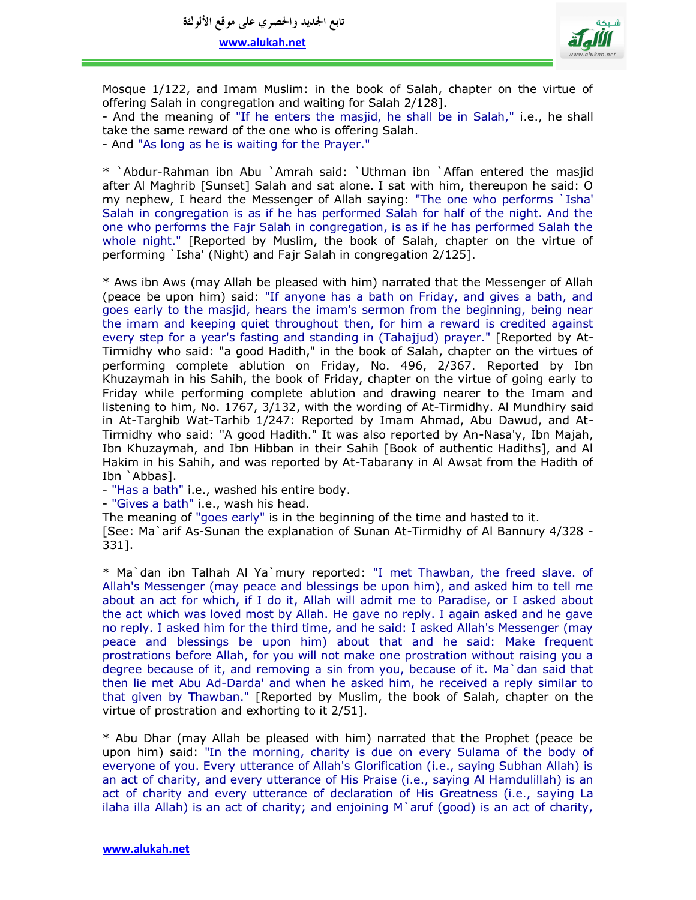Mosque 1/122, and Imam Muslim: in the book of Salah, chapter on the virtue of offering Salah in congregation and waiting for Salah 2/128].

- And the meaning of "If he enters the masjid, he shall be in Salah," i.e., he shall take the same reward of the one who is offering Salah.
- And "As long as he is waiting for the Prayer."

* `Abdur-Rahman ibn Abu `Amrah said: `Uthman ibn `Affan entered the masjid after Al Maghrib [Sunset] Salah and sat alone. I sat with him, thereupon he said: O my nephew, I heard the Messenger of Allah saying: "The one who performs `Isha' Salah in congregation is as if he has performed Salah for half of the night. And the one who performs the Fajr Salah in congregation, is as if he has performed Salah the whole night." [Reported by Muslim, the book of Salah, chapter on the virtue of performing `Isha' (Night) and Fajr Salah in congregation 2/125].

* Aws ibn Aws (may Allah be pleased with him) narrated that the Messenger of Allah (peace be upon him) said: "If anyone has a bath on Friday, and gives a bath, and goes early to the masjid, hears the imam's sermon from the beginning, being near the imam and keeping quiet throughout then, for him a reward is credited against every step for a year's fasting and standing in (Tahajjud) prayer." [Reported by At-Tirmidhy who said: "a good Hadith," in the book of Salah, chapter on the virtues of performing complete ablution on Friday, No. 496, 2/367. Reported by Ibn Khuzaymah in his Sahih, the book of Friday, chapter on the virtue of going early to Friday while performing complete ablution and drawing nearer to the Imam and listening to him, No. 1767, 3/132, with the wording of At-Tirmidhy. Al Mundhiry said in At-Targhib Wat-Tarhib 1/247: Reported by Imam Ahmad, Abu Dawud, and At-Tirmidhy who said: "A good Hadith." It was also reported by An-Nasa'y, Ibn Majah, Ibn Khuzaymah, and Ibn Hibban in their Sahih [Book of authentic Hadiths], and Al Hakim in his Sahih, and was reported by At-Tabarany in Al Awsat from the Hadith of Ibn `Abbas].

- "Has a bath" i.e., washed his entire body.
- "Gives a bath" i.e., wash his head.

The meaning of "goes early" is in the beginning of the time and hasted to it.
[See: Ma`arif As-Sunan the explanation of Sunan At-Tirmidhy of Al Bannury 4/328 - 331].

* Ma`dan ibn Talhah Al Ya`mury reported: "I met Thawban, the freed slave. of Allah's Messenger (may peace and blessings be upon him), and asked him to tell me about an act for which, if I do it, Allah will admit me to Paradise, or I asked about the act which was loved most by Allah. He gave no reply. I again asked and he gave no reply. I asked him for the third time, and he said: I asked Allah's Messenger (may peace and blessings be upon him) about that and he said: Make frequent prostrations before Allah, for you will not make one prostration without raising you a degree because of it, and removing a sin from you, because of it. Ma`dan said that then lie met Abu Ad-Darda' and when he asked him, he received a reply similar to that given by Thawban." [Reported by Muslim, the book of Salah, chapter on the virtue of prostration and exhorting to it 2/51].

* Abu Dhar (may Allah be pleased with him) narrated that the Prophet (peace be upon him) said: "In the morning, charity is due on every Sulama of the body of everyone of you. Every utterance of Allah's Glorification (i.e., saying Subhan Allah) is an act of charity, and every utterance of His Praise (i.e., saying Al Hamdulillah) is an act of charity and every utterance of declaration of His Greatness (i.e., saying La ilaha illa Allah) is an act of charity; and enjoining M`aruf (good) is an act of charity,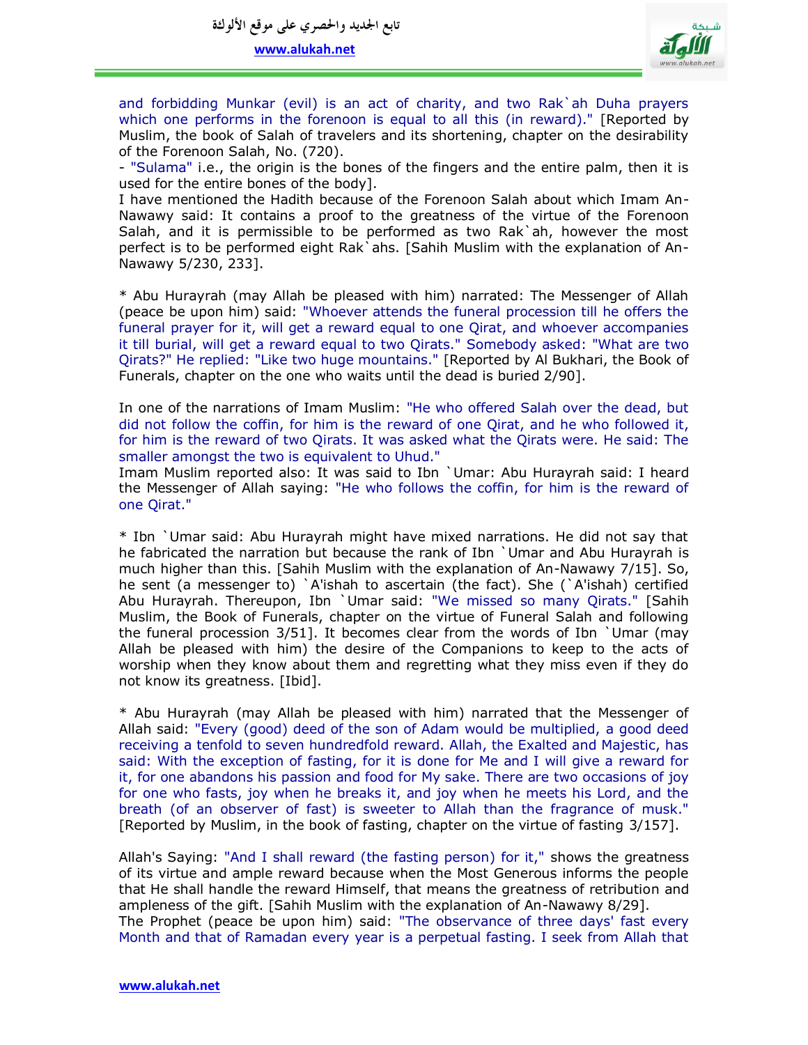and forbidding Munkar (evil) is an act of charity, and two Rak`ah Duha prayers which one performs in the forenoon is equal to all this (in reward)." [Reported by Muslim, the book of Salah of travelers and its shortening, chapter on the desirability of the Forenoon Salah, No. (720).

- "Sulama" i.e., the origin is the bones of the fingers and the entire palm, then it is used for the entire bones of the body].

I have mentioned the Hadith because of the Forenoon Salah about which Imam An-Nawawy said: It contains a proof to the greatness of the virtue of the Forenoon Salah, and it is permissible to be performed as two Rak`ah, however the most perfect is to be performed eight Rak`ahs. [Sahih Muslim with the explanation of An-Nawawy 5/230, 233].

* Abu Hurayrah (may Allah be pleased with him) narrated: The Messenger of Allah (peace be upon him) said: "Whoever attends the funeral procession till he offers the funeral prayer for it, will get a reward equal to one Qirat, and whoever accompanies it till burial, will get a reward equal to two Qirats." Somebody asked: "What are two Qirats?" He replied: "Like two huge mountains." [Reported by Al Bukhari, the Book of Funerals, chapter on the one who waits until the dead is buried 2/90].

In one of the narrations of Imam Muslim: "He who offered Salah over the dead, but did not follow the coffin, for him is the reward of one Qirat, and he who followed it, for him is the reward of two Qirats. It was asked what the Qirats were. He said: The smaller amongst the two is equivalent to Uhud."

Imam Muslim reported also: It was said to Ibn `Umar: Abu Hurayrah said: I heard the Messenger of Allah saying: "He who follows the coffin, for him is the reward of one Qirat."

* Ibn `Umar said: Abu Hurayrah might have mixed narrations. He did not say that he fabricated the narration but because the rank of Ibn `Umar and Abu Hurayrah is much higher than this. [Sahih Muslim with the explanation of An-Nawawy 7/15]. So, he sent (a messenger to) `A'ishah to ascertain (the fact). She (`A'ishah) certified Abu Hurayrah. Thereupon, Ibn `Umar said: "We missed so many Qirats." [Sahih Muslim, the Book of Funerals, chapter on the virtue of Funeral Salah and following the funeral procession 3/51]. It becomes clear from the words of Ibn `Umar (may Allah be pleased with him) the desire of the Companions to keep to the acts of worship when they know about them and regretting what they miss even if they do not know its greatness. [Ibid].

* Abu Hurayrah (may Allah be pleased with him) narrated that the Messenger of Allah said: "Every (good) deed of the son of Adam would be multiplied, a good deed receiving a tenfold to seven hundredfold reward. Allah, the Exalted and Majestic, has said: With the exception of fasting, for it is done for Me and I will give a reward for it, for one abandons his passion and food for My sake. There are two occasions of joy for one who fasts, joy when he breaks it, and joy when he meets his Lord, and the breath (of an observer of fast) is sweeter to Allah than the fragrance of musk." [Reported by Muslim, in the book of fasting, chapter on the virtue of fasting 3/157].

Allah's Saying: "And I shall reward (the fasting person) for it," shows the greatness of its virtue and ample reward because when the Most Generous informs the people that He shall handle the reward Himself, that means the greatness of retribution and ampleness of the gift. [Sahih Muslim with the explanation of An-Nawawy 8/29].

The Prophet (peace be upon him) said: "The observance of three days' fast every Month and that of Ramadan every year is a perpetual fasting. I seek from Allah that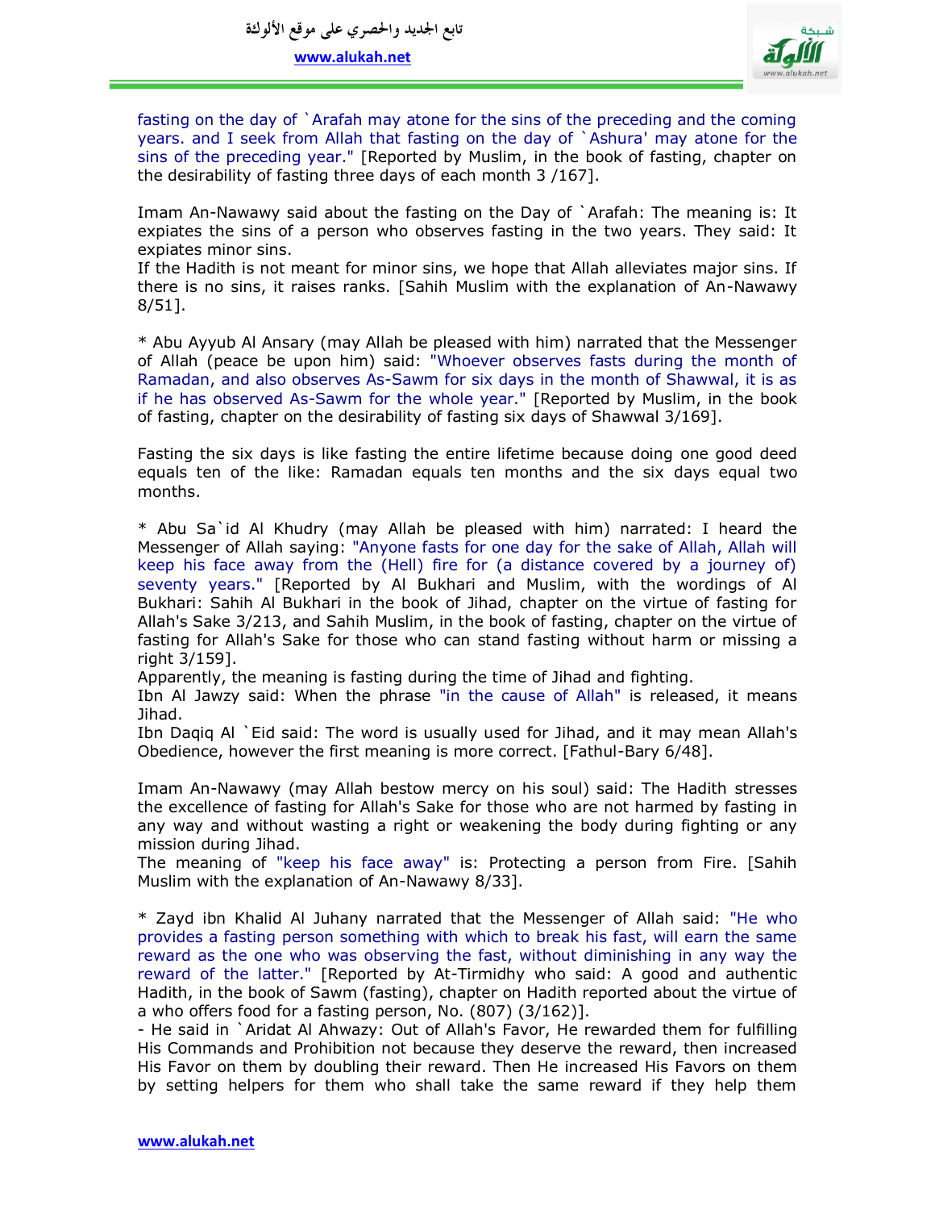fasting on the day of `Arafah may atone for the sins of the preceding and the coming years. and I seek from Allah that fasting on the day of `Ashura' may atone for the sins of the preceding year." [Reported by Muslim, in the book of fasting, chapter on the desirability of fasting three days of each month 3 /167].

Imam An-Nawawy said about the fasting on the Day of `Arafah: The meaning is: It expiates the sins of a person who observes fasting in the two years. They said: It expiates minor sins.
If the Hadith is not meant for minor sins, we hope that Allah alleviates major sins. If there is no sins, it raises ranks. [Sahih Muslim with the explanation of An-Nawawy 8/51].

* Abu Ayyub Al Ansary (may Allah be pleased with him) narrated that the Messenger of Allah (peace be upon him) said: "Whoever observes fasts during the month of Ramadan, and also observes As-Sawm for six days in the month of Shawwal, it is as if he has observed As-Sawm for the whole year." [Reported by Muslim, in the book of fasting, chapter on the desirability of fasting six days of Shawwal 3/169].

Fasting the six days is like fasting the entire lifetime because doing one good deed equals ten of the like: Ramadan equals ten months and the six days equal two months.

* Abu Sa`id Al Khudry (may Allah be pleased with him) narrated: I heard the Messenger of Allah saying: "Anyone fasts for one day for the sake of Allah, Allah will keep his face away from the (Hell) fire for (a distance covered by a journey of) seventy years." [Reported by Al Bukhari and Muslim, with the wordings of Al Bukhari: Sahih Al Bukhari in the book of Jihad, chapter on the virtue of fasting for Allah's Sake 3/213, and Sahih Muslim, in the book of fasting, chapter on the virtue of fasting for Allah's Sake for those who can stand fasting without harm or missing a right 3/159].
Apparently, the meaning is fasting during the time of Jihad and fighting.
Ibn Al Jawzy said: When the phrase "in the cause of Allah" is released, it means Jihad.
Ibn Daqiq Al `Eid said: The word is usually used for Jihad, and it may mean Allah's Obedience, however the first meaning is more correct. [Fathul-Bary 6/48].

Imam An-Nawawy (may Allah bestow mercy on his soul) said: The Hadith stresses the excellence of fasting for Allah's Sake for those who are not harmed by fasting in any way and without wasting a right or weakening the body during fighting or any mission during Jihad.
The meaning of "keep his face away" is: Protecting a person from Fire. [Sahih Muslim with the explanation of An-Nawawy 8/33].

* Zayd ibn Khalid Al Juhany narrated that the Messenger of Allah said: "He who provides a fasting person something with which to break his fast, will earn the same reward as the one who was observing the fast, without diminishing in any way the reward of the latter." [Reported by At-Tirmidhy who said: A good and authentic Hadith, in the book of Sawm (fasting), chapter on Hadith reported about the virtue of a who offers food for a fasting person, No. (807) (3/162)].
- He said in `Aridat Al Ahwazy: Out of Allah's Favor, He rewarded them for fulfilling His Commands and Prohibition not because they deserve the reward, then increased His Favor on them by doubling their reward. Then He increased His Favors on them by setting helpers for them who shall take the same reward if they help them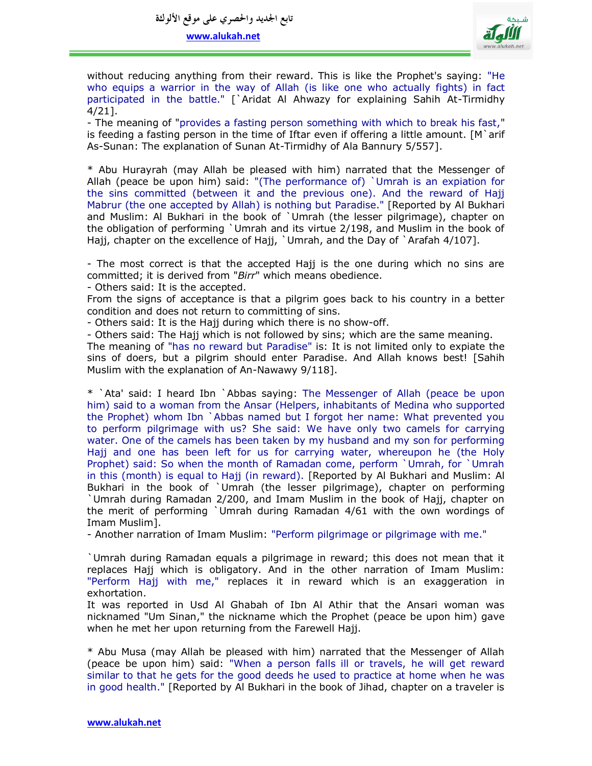without reducing anything from their reward. This is like the Prophet's saying: "He who equips a warrior in the way of Allah (is like one who actually fights) in fact participated in the battle." [`Aridat Al Ahwazy for explaining Sahih At-Tirmidhy 4/21].

- The meaning of "provides a fasting person something with which to break his fast," is feeding a fasting person in the time of Iftar even if offering a little amount. [M`arif As-Sunan: The explanation of Sunan At-Tirmidhy of Ala Bannury 5/557].

* Abu Hurayrah (may Allah be pleased with him) narrated that the Messenger of Allah (peace be upon him) said: "(The performance of) `Umrah is an expiation for the sins committed (between it and the previous one). And the reward of Hajj Mabrur (the one accepted by Allah) is nothing but Paradise." [Reported by Al Bukhari and Muslim: Al Bukhari in the book of `Umrah (the lesser pilgrimage), chapter on the obligation of performing `Umrah and its virtue 2/198, and Muslim in the book of Hajj, chapter on the excellence of Hajj, `Umrah, and the Day of `Arafah 4/107].

- The most correct is that the accepted Hajj is the one during which no sins are committed; it is derived from "*Birr*" which means obedience.
- Others said: It is the accepted.
From the signs of acceptance is that a pilgrim goes back to his country in a better condition and does not return to committing of sins.
- Others said: It is the Hajj during which there is no show-off.
- Others said: The Hajj which is not followed by sins; which are the same meaning.
The meaning of "has no reward but Paradise" is: It is not limited only to expiate the sins of doers, but a pilgrim should enter Paradise. And Allah knows best! [Sahih Muslim with the explanation of An-Nawawy 9/118].

* `Ata' said: I heard Ibn `Abbas saying: The Messenger of Allah (peace be upon him) said to a woman from the Ansar (Helpers, inhabitants of Medina who supported the Prophet) whom Ibn `Abbas named but I forgot her name: What prevented you to perform pilgrimage with us? She said: We have only two camels for carrying water. One of the camels has been taken by my husband and my son for performing Hajj and one has been left for us for carrying water, whereupon he (the Holy Prophet) said: So when the month of Ramadan come, perform `Umrah, for `Umrah in this (month) is equal to Hajj (in reward). [Reported by Al Bukhari and Muslim: Al Bukhari in the book of `Umrah (the lesser pilgrimage), chapter on performing `Umrah during Ramadan 2/200, and Imam Muslim in the book of Hajj, chapter on the merit of performing `Umrah during Ramadan 4/61 with the own wordings of Imam Muslim].
- Another narration of Imam Muslim: "Perform pilgrimage or pilgrimage with me."

`Umrah during Ramadan equals a pilgrimage in reward; this does not mean that it replaces Hajj which is obligatory. And in the other narration of Imam Muslim: "Perform Hajj with me," replaces it in reward which is an exaggeration in exhortation.
It was reported in Usd Al Ghabah of Ibn Al Athir that the Ansari woman was nicknamed "Um Sinan," the nickname which the Prophet (peace be upon him) gave when he met her upon returning from the Farewell Hajj.

* Abu Musa (may Allah be pleased with him) narrated that the Messenger of Allah (peace be upon him) said: "When a person falls ill or travels, he will get reward similar to that he gets for the good deeds he used to practice at home when he was in good health." [Reported by Al Bukhari in the book of Jihad, chapter on a traveler is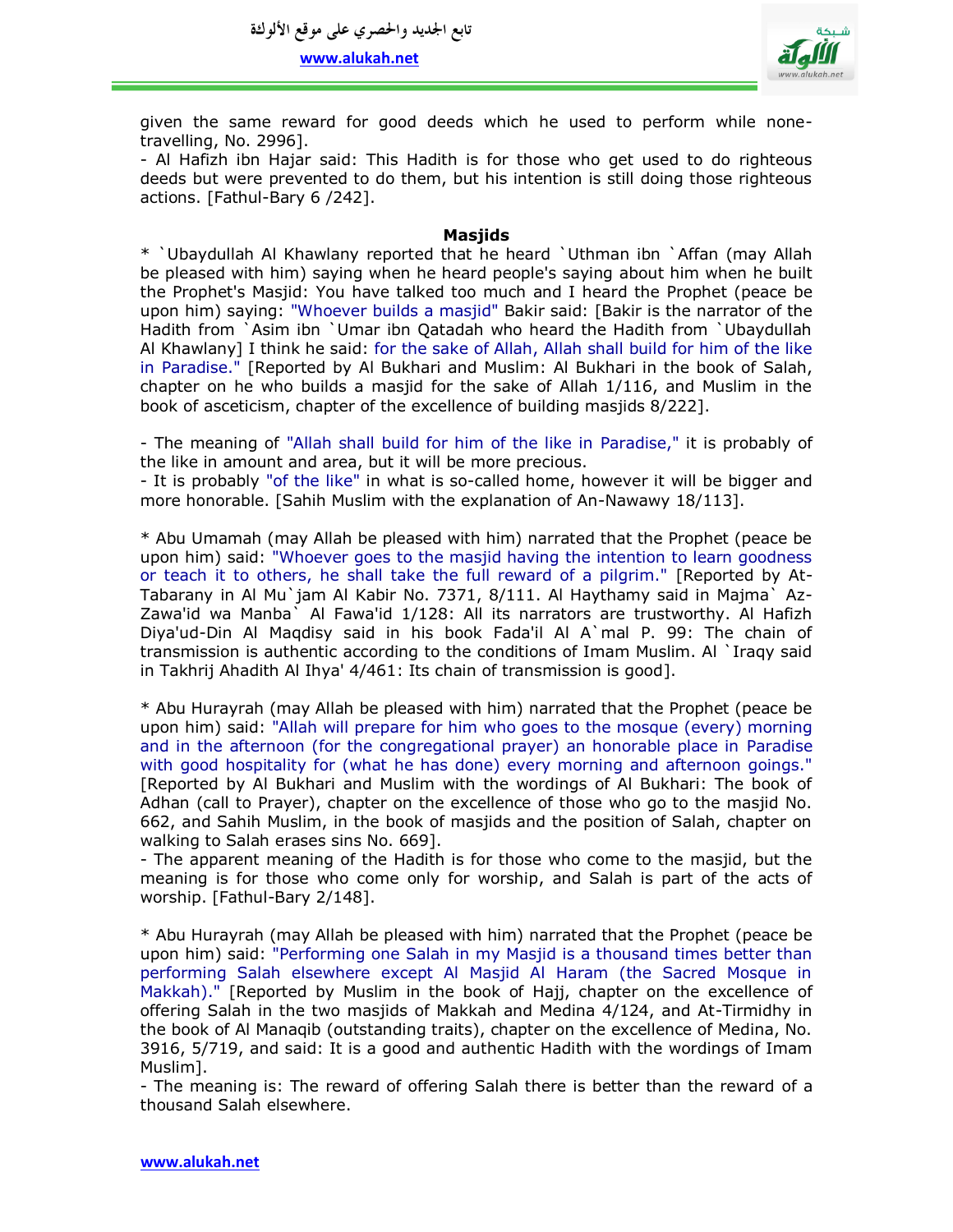given the same reward for good deeds which he used to perform while none-travelling, No. 2996].

- Al Hafizh ibn Hajar said: This Hadith is for those who get used to do righteous deeds but were prevented to do them, but his intention is still doing those righteous actions. [Fathul-Bary 6 /242].

## Masjids

* `Ubaydullah Al Khawlany reported that he heard `Uthman ibn `Affan (may Allah be pleased with him) saying when he heard people's saying about him when he built the Prophet's Masjid: You have talked too much and I heard the Prophet (peace be upon him) saying: "Whoever builds a masjid" Bakir said: [Bakir is the narrator of the Hadith from `Asim ibn `Umar ibn Qatadah who heard the Hadith from `Ubaydullah Al Khawlany] I think he said: for the sake of Allah, Allah shall build for him of the like in Paradise." [Reported by Al Bukhari and Muslim: Al Bukhari in the book of Salah, chapter on he who builds a masjid for the sake of Allah 1/116, and Muslim in the book of asceticism, chapter of the excellence of building masjids 8/222].

- The meaning of "Allah shall build for him of the like in Paradise," it is probably of the like in amount and area, but it will be more precious.
- It is probably "of the like" in what is so-called home, however it will be bigger and more honorable. [Sahih Muslim with the explanation of An-Nawawy 18/113].

* Abu Umamah (may Allah be pleased with him) narrated that the Prophet (peace be upon him) said: "Whoever goes to the masjid having the intention to learn goodness or teach it to others, he shall take the full reward of a pilgrim." [Reported by At-Tabarany in Al Mu`jam Al Kabir No. 7371, 8/111. Al Haythamy said in Majma` Az-Zawa'id wa Manba` Al Fawa'id 1/128: All its narrators are trustworthy. Al Hafizh Diya'ud-Din Al Maqdisy said in his book Fada'il Al A`mal P. 99: The chain of transmission is authentic according to the conditions of Imam Muslim. Al `Iraqy said in Takhrij Ahadith Al Ihya' 4/461: Its chain of transmission is good].

* Abu Hurayrah (may Allah be pleased with him) narrated that the Prophet (peace be upon him) said: "Allah will prepare for him who goes to the mosque (every) morning and in the afternoon (for the congregational prayer) an honorable place in Paradise with good hospitality for (what he has done) every morning and afternoon goings." [Reported by Al Bukhari and Muslim with the wordings of Al Bukhari: The book of Adhan (call to Prayer), chapter on the excellence of those who go to the masjid No. 662, and Sahih Muslim, in the book of masjids and the position of Salah, chapter on walking to Salah erases sins No. 669].

- The apparent meaning of the Hadith is for those who come to the masjid, but the meaning is for those who come only for worship, and Salah is part of the acts of worship. [Fathul-Bary 2/148].

* Abu Hurayrah (may Allah be pleased with him) narrated that the Prophet (peace be upon him) said: "Performing one Salah in my Masjid is a thousand times better than performing Salah elsewhere except Al Masjid Al Haram (the Sacred Mosque in Makkah)." [Reported by Muslim in the book of Hajj, chapter on the excellence of offering Salah in the two masjids of Makkah and Medina 4/124, and At-Tirmidhy in the book of Al Manaqib (outstanding traits), chapter on the excellence of Medina, No. 3916, 5/719, and said: It is a good and authentic Hadith with the wordings of Imam Muslim].

- The meaning is: The reward of offering Salah there is better than the reward of a thousand Salah elsewhere.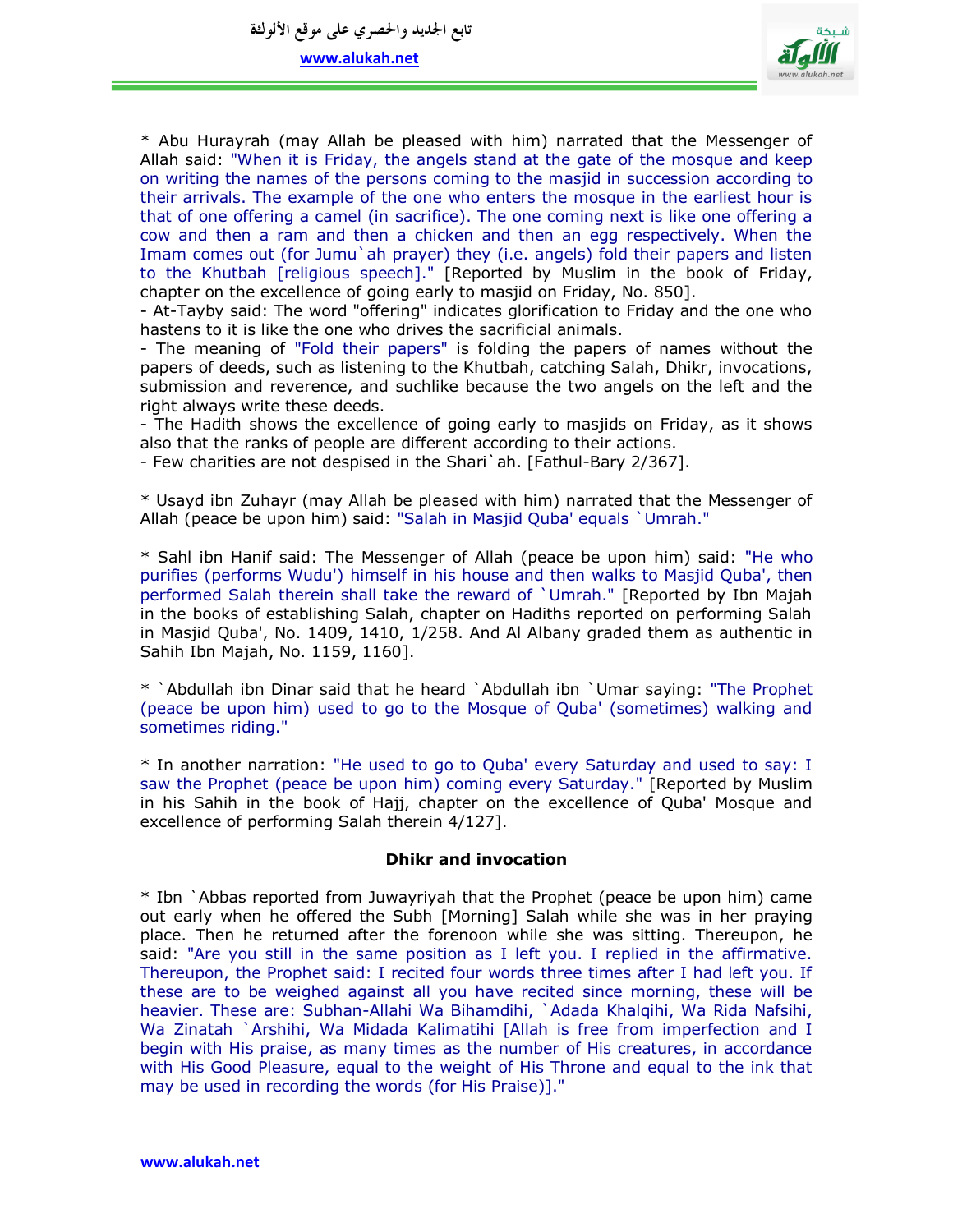* Abu Hurayrah (may Allah be pleased with him) narrated that the Messenger of Allah said: "When it is Friday, the angels stand at the gate of the mosque and keep on writing the names of the persons coming to the masjid in succession according to their arrivals. The example of the one who enters the mosque in the earliest hour is that of one offering a camel (in sacrifice). The one coming next is like one offering a cow and then a ram and then a chicken and then an egg respectively. When the Imam comes out (for Jumu`ah prayer) they (i.e. angels) fold their papers and listen to the Khutbah [religious speech]." [Reported by Muslim in the book of Friday, chapter on the excellence of going early to masjid on Friday, No. 850].

- At-Tayby said: The word "offering" indicates glorification to Friday and the one who hastens to it is like the one who drives the sacrificial animals.
- The meaning of "Fold their papers" is folding the papers of names without the papers of deeds, such as listening to the Khutbah, catching Salah, Dhikr, invocations, submission and reverence, and suchlike because the two angels on the left and the right always write these deeds.
- The Hadith shows the excellence of going early to masjids on Friday, as it shows also that the ranks of people are different according to their actions.
- Few charities are not despised in the Shari`ah. [Fathul-Bary 2/367].

* Usayd ibn Zuhayr (may Allah be pleased with him) narrated that the Messenger of Allah (peace be upon him) said: "Salah in Masjid Quba' equals `Umrah."

* Sahl ibn Hanif said: The Messenger of Allah (peace be upon him) said: "He who purifies (performs Wudu') himself in his house and then walks to Masjid Quba', then performed Salah therein shall take the reward of `Umrah." [Reported by Ibn Majah in the books of establishing Salah, chapter on Hadiths reported on performing Salah in Masjid Quba', No. 1409, 1410, 1/258. And Al Albany graded them as authentic in Sahih Ibn Majah, No. 1159, 1160].

* `Abdullah ibn Dinar said that he heard `Abdullah ibn `Umar saying: "The Prophet (peace be upon him) used to go to the Mosque of Quba' (sometimes) walking and sometimes riding."

* In another narration: "He used to go to Quba' every Saturday and used to say: I saw the Prophet (peace be upon him) coming every Saturday." [Reported by Muslim in his Sahih in the book of Hajj, chapter on the excellence of Quba' Mosque and excellence of performing Salah therein 4/127].

### Dhikr and invocation

* Ibn `Abbas reported from Juwayriyah that the Prophet (peace be upon him) came out early when he offered the Subh [Morning] Salah while she was in her praying place. Then he returned after the forenoon while she was sitting. Thereupon, he said: "Are you still in the same position as I left you. I replied in the affirmative. Thereupon, the Prophet said: I recited four words three times after I had left you. If these are to be weighed against all you have recited since morning, these will be heavier. These are: Subhan-Allahi Wa Bihamdihi, `Adada Khalqihi, Wa Rida Nafsihi, Wa Zinatah `Arshihi, Wa Midada Kalimatihi [Allah is free from imperfection and I begin with His praise, as many times as the number of His creatures, in accordance with His Good Pleasure, equal to the weight of His Throne and equal to the ink that may be used in recording the words (for His Praise)]."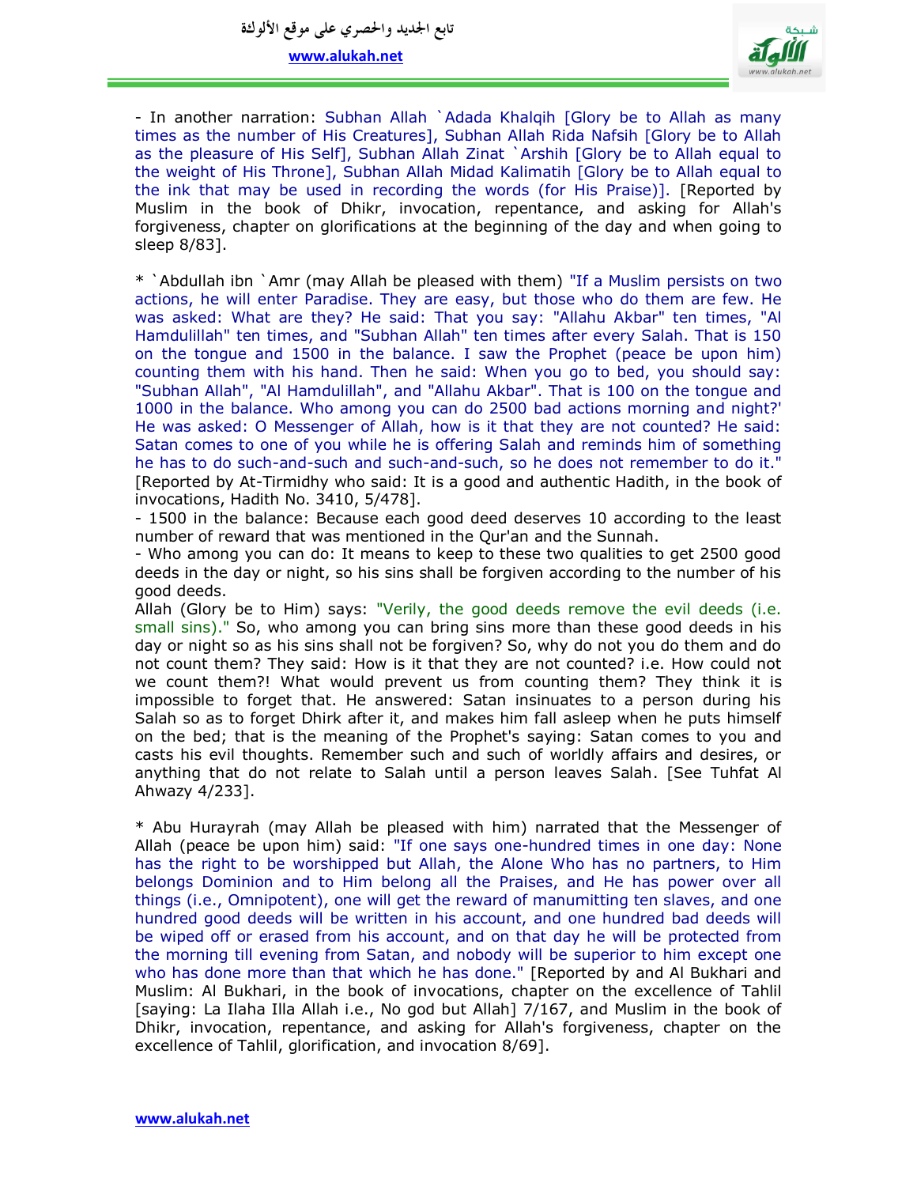- In another narration: Subhan Allah `Adada Khalqih [Glory be to Allah as many times as the number of His Creatures], Subhan Allah Rida Nafsih [Glory be to Allah as the pleasure of His Self], Subhan Allah Zinat `Arshih [Glory be to Allah equal to the weight of His Throne], Subhan Allah Midad Kalimatih [Glory be to Allah equal to the ink that may be used in recording the words (for His Praise)]. [Reported by Muslim in the book of Dhikr, invocation, repentance, and asking for Allah's forgiveness, chapter on glorifications at the beginning of the day and when going to sleep 8/83].

* `Abdullah ibn `Amr (may Allah be pleased with them) "If a Muslim persists on two actions, he will enter Paradise. They are easy, but those who do them are few. He was asked: What are they? He said: That you say: "Allahu Akbar" ten times, "Al Hamdulillah" ten times, and "Subhan Allah" ten times after every Salah. That is 150 on the tongue and 1500 in the balance. I saw the Prophet (peace be upon him) counting them with his hand. Then he said: When you go to bed, you should say: "Subhan Allah", "Al Hamdulillah", and "Allahu Akbar". That is 100 on the tongue and 1000 in the balance. Who among you can do 2500 bad actions morning and night?' He was asked: O Messenger of Allah, how is it that they are not counted? He said: Satan comes to one of you while he is offering Salah and reminds him of something he has to do such-and-such and such-and-such, so he does not remember to do it." [Reported by At-Tirmidhy who said: It is a good and authentic Hadith, in the book of invocations, Hadith No. 3410, 5/478].

- 1500 in the balance: Because each good deed deserves 10 according to the least number of reward that was mentioned in the Qur'an and the Sunnah.

- Who among you can do: It means to keep to these two qualities to get 2500 good deeds in the day or night, so his sins shall be forgiven according to the number of his good deeds.

Allah (Glory be to Him) says: "Verily, the good deeds remove the evil deeds (i.e. small sins)." So, who among you can bring sins more than these good deeds in his day or night so as his sins shall not be forgiven? So, why do not you do them and do not count them? They said: How is it that they are not counted? i.e. How could not we count them?! What would prevent us from counting them? They think it is impossible to forget that. He answered: Satan insinuates to a person during his Salah so as to forget Dhirk after it, and makes him fall asleep when he puts himself on the bed; that is the meaning of the Prophet's saying: Satan comes to you and casts his evil thoughts. Remember such and such of worldly affairs and desires, or anything that do not relate to Salah until a person leaves Salah. [See Tuhfat Al Ahwazy 4/233].

* Abu Hurayrah (may Allah be pleased with him) narrated that the Messenger of Allah (peace be upon him) said: "If one says one-hundred times in one day: None has the right to be worshipped but Allah, the Alone Who has no partners, to Him belongs Dominion and to Him belong all the Praises, and He has power over all things (i.e., Omnipotent), one will get the reward of manumitting ten slaves, and one hundred good deeds will be written in his account, and one hundred bad deeds will be wiped off or erased from his account, and on that day he will be protected from the morning till evening from Satan, and nobody will be superior to him except one who has done more than that which he has done." [Reported by and Al Bukhari and Muslim: Al Bukhari, in the book of invocations, chapter on the excellence of Tahlil [saying: La Ilaha Illa Allah i.e., No god but Allah] 7/167, and Muslim in the book of Dhikr, invocation, repentance, and asking for Allah's forgiveness, chapter on the excellence of Tahlil, glorification, and invocation 8/69].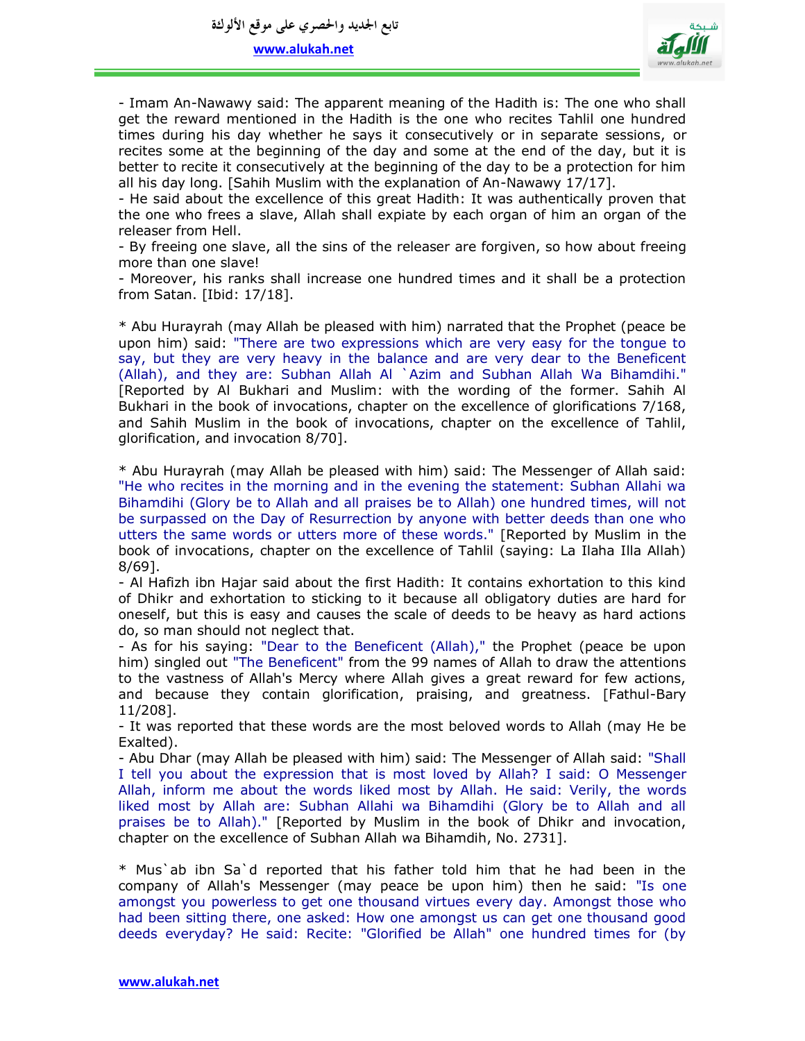- Imam An-Nawawy said: The apparent meaning of the Hadith is: The one who shall get the reward mentioned in the Hadith is the one who recites Tahlil one hundred times during his day whether he says it consecutively or in separate sessions, or recites some at the beginning of the day and some at the end of the day, but it is better to recite it consecutively at the beginning of the day to be a protection for him all his day long. [Sahih Muslim with the explanation of An-Nawawy 17/17].

- He said about the excellence of this great Hadith: It was authentically proven that the one who frees a slave, Allah shall expiate by each organ of him an organ of the releaser from Hell.

- By freeing one slave, all the sins of the releaser are forgiven, so how about freeing more than one slave!

- Moreover, his ranks shall increase one hundred times and it shall be a protection from Satan. [Ibid: 17/18].

* Abu Hurayrah (may Allah be pleased with him) narrated that the Prophet (peace be upon him) said: "There are two expressions which are very easy for the tongue to say, but they are very heavy in the balance and are very dear to the Beneficent (Allah), and they are: Subhan Allah Al `Azim and Subhan Allah Wa Bihamdihi." [Reported by Al Bukhari and Muslim: with the wording of the former. Sahih Al Bukhari in the book of invocations, chapter on the excellence of glorifications 7/168, and Sahih Muslim in the book of invocations, chapter on the excellence of Tahlil, glorification, and invocation 8/70].

* Abu Hurayrah (may Allah be pleased with him) said: The Messenger of Allah said: "He who recites in the morning and in the evening the statement: Subhan Allahi wa Bihamdihi (Glory be to Allah and all praises be to Allah) one hundred times, will not be surpassed on the Day of Resurrection by anyone with better deeds than one who utters the same words or utters more of these words." [Reported by Muslim in the book of invocations, chapter on the excellence of Tahlil (saying: La Ilaha Illa Allah) 8/69].

- Al Hafizh ibn Hajar said about the first Hadith: It contains exhortation to this kind of Dhikr and exhortation to sticking to it because all obligatory duties are hard for oneself, but this is easy and causes the scale of deeds to be heavy as hard actions do, so man should not neglect that.

- As for his saying: "Dear to the Beneficent (Allah)," the Prophet (peace be upon him) singled out "The Beneficent" from the 99 names of Allah to draw the attentions to the vastness of Allah's Mercy where Allah gives a great reward for few actions, and because they contain glorification, praising, and greatness. [Fathul-Bary 11/208].

- It was reported that these words are the most beloved words to Allah (may He be Exalted).

- Abu Dhar (may Allah be pleased with him) said: The Messenger of Allah said: "Shall I tell you about the expression that is most loved by Allah? I said: O Messenger Allah, inform me about the words liked most by Allah. He said: Verily, the words liked most by Allah are: Subhan Allahi wa Bihamdihi (Glory be to Allah and all praises be to Allah)." [Reported by Muslim in the book of Dhikr and invocation, chapter on the excellence of Subhan Allah wa Bihamdih, No. 2731].

* Mus`ab ibn Sa`d reported that his father told him that he had been in the company of Allah's Messenger (may peace be upon him) then he said: "Is one amongst you powerless to get one thousand virtues every day. Amongst those who had been sitting there, one asked: How one amongst us can get one thousand good deeds everyday? He said: Recite: "Glorified be Allah" one hundred times for (by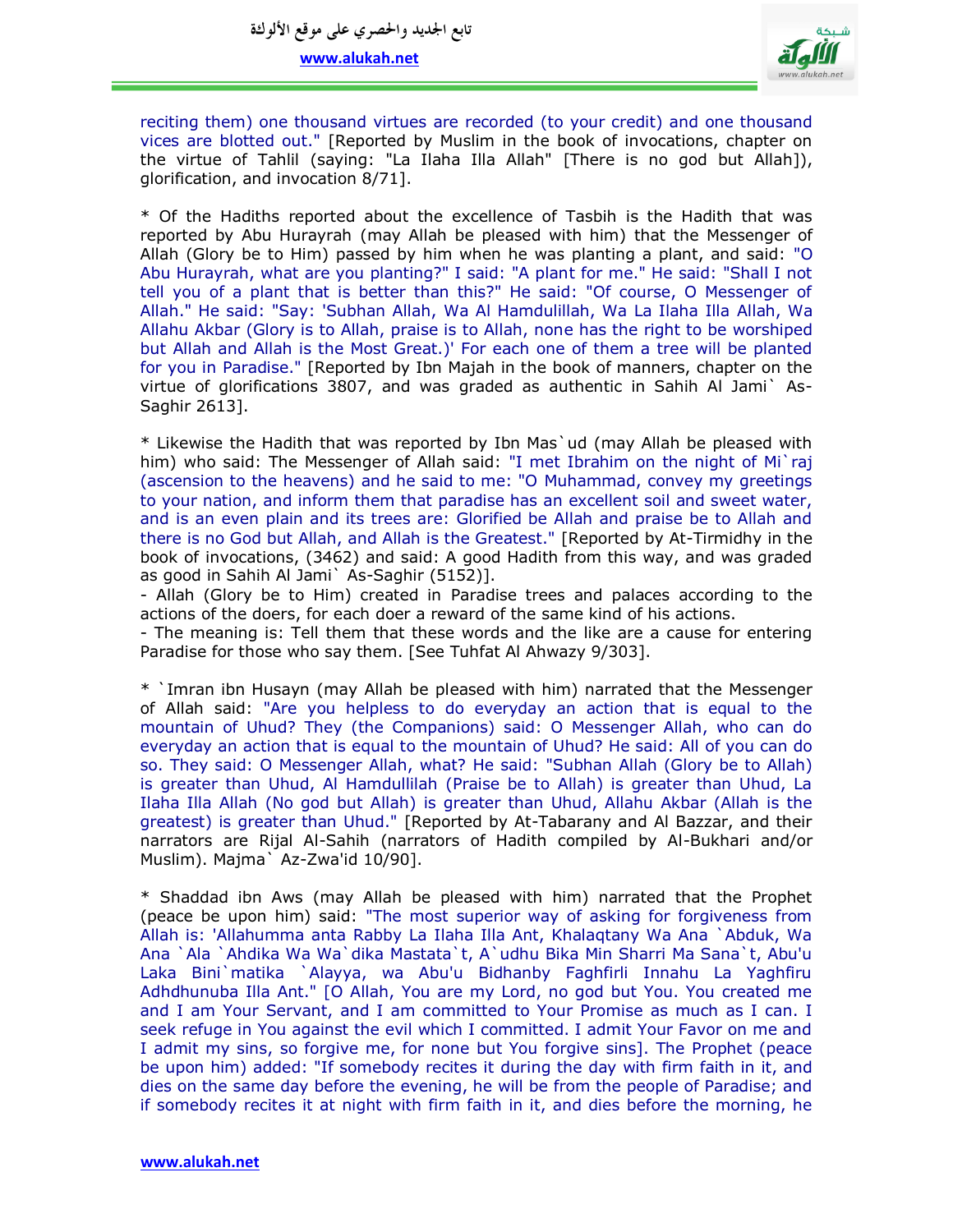reciting them) one thousand virtues are recorded (to your credit) and one thousand vices are blotted out." [Reported by Muslim in the book of invocations, chapter on the virtue of Tahlil (saying: "La Ilaha Illa Allah" [There is no god but Allah]), glorification, and invocation 8/71].

* Of the Hadiths reported about the excellence of Tasbih is the Hadith that was reported by Abu Hurayrah (may Allah be pleased with him) that the Messenger of Allah (Glory be to Him) passed by him when he was planting a plant, and said: "O Abu Hurayrah, what are you planting?" I said: "A plant for me." He said: "Shall I not tell you of a plant that is better than this?" He said: "Of course, O Messenger of Allah." He said: "Say: 'Subhan Allah, Wa Al Hamdulillah, Wa La Ilaha Illa Allah, Wa Allahu Akbar (Glory is to Allah, praise is to Allah, none has the right to be worshiped but Allah and Allah is the Most Great.)' For each one of them a tree will be planted for you in Paradise." [Reported by Ibn Majah in the book of manners, chapter on the virtue of glorifications 3807, and was graded as authentic in Sahih Al Jami` As-Saghir 2613].

* Likewise the Hadith that was reported by Ibn Mas`ud (may Allah be pleased with him) who said: The Messenger of Allah said: "I met Ibrahim on the night of Mi`raj (ascension to the heavens) and he said to me: "O Muhammad, convey my greetings to your nation, and inform them that paradise has an excellent soil and sweet water, and is an even plain and its trees are: Glorified be Allah and praise be to Allah and there is no God but Allah, and Allah is the Greatest." [Reported by At-Tirmidhy in the book of invocations, (3462) and said: A good Hadith from this way, and was graded as good in Sahih Al Jami` As-Saghir (5152)].

- Allah (Glory be to Him) created in Paradise trees and palaces according to the actions of the doers, for each doer a reward of the same kind of his actions.
- The meaning is: Tell them that these words and the like are a cause for entering Paradise for those who say them. [See Tuhfat Al Ahwazy 9/303].

* `Imran ibn Husayn (may Allah be pleased with him) narrated that the Messenger of Allah said: "Are you helpless to do everyday an action that is equal to the mountain of Uhud? They (the Companions) said: O Messenger Allah, who can do everyday an action that is equal to the mountain of Uhud? He said: All of you can do so. They said: O Messenger Allah, what? He said: "Subhan Allah (Glory be to Allah) is greater than Uhud, Al Hamdullilah (Praise be to Allah) is greater than Uhud, La Ilaha Illa Allah (No god but Allah) is greater than Uhud, Allahu Akbar (Allah is the greatest) is greater than Uhud." [Reported by At-Tabarany and Al Bazzar, and their narrators are Rijal Al-Sahih (narrators of Hadith compiled by Al-Bukhari and/or Muslim). Majma` Az-Zwa'id 10/90].

* Shaddad ibn Aws (may Allah be pleased with him) narrated that the Prophet (peace be upon him) said: "The most superior way of asking for forgiveness from Allah is: 'Allahumma anta Rabby La Ilaha Illa Ant, Khalaqtany Wa Ana `Abduk, Wa Ana `Ala `Ahdika Wa Wa`dika Mastata`t, A`udhu Bika Min Sharri Ma Sana`t, Abu'u Laka Bini`matika `Alayya, wa Abu'u Bidhanby Faghfirli Innahu La Yaghfiru Adhdhunuba Illa Ant." [O Allah, You are my Lord, no god but You. You created me and I am Your Servant, and I am committed to Your Promise as much as I can. I seek refuge in You against the evil which I committed. I admit Your Favor on me and I admit my sins, so forgive me, for none but You forgive sins]. The Prophet (peace be upon him) added: "If somebody recites it during the day with firm faith in it, and dies on the same day before the evening, he will be from the people of Paradise; and if somebody recites it at night with firm faith in it, and dies before the morning, he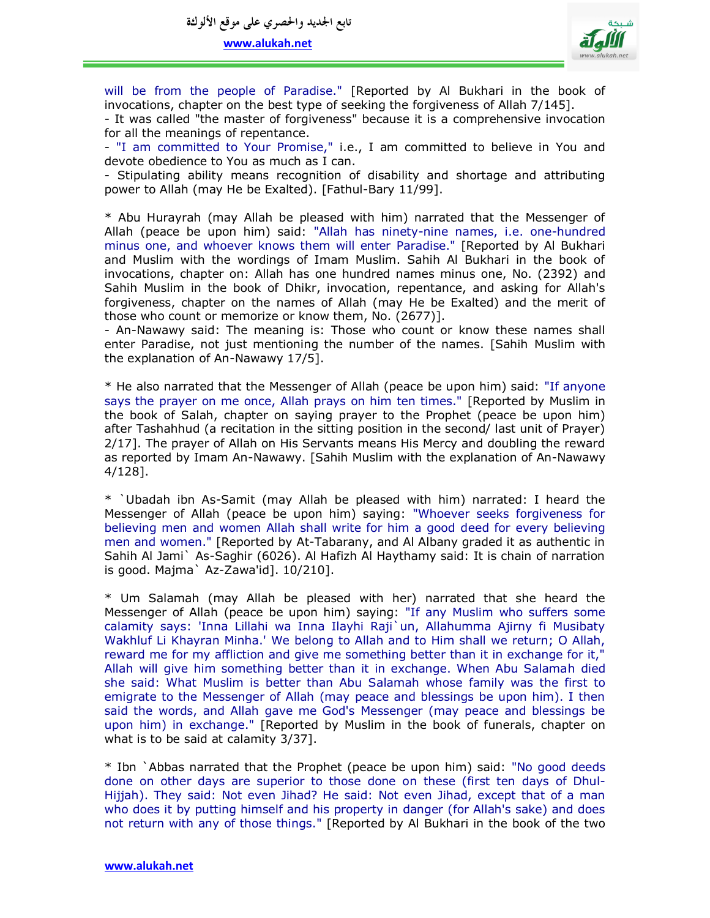will be from the people of Paradise." [Reported by Al Bukhari in the book of invocations, chapter on the best type of seeking the forgiveness of Allah 7/145].
- It was called "the master of forgiveness" because it is a comprehensive invocation for all the meanings of repentance.
- "I am committed to Your Promise," i.e., I am committed to believe in You and devote obedience to You as much as I can.
- Stipulating ability means recognition of disability and shortage and attributing power to Allah (may He be Exalted). [Fathul-Bary 11/99].

* Abu Hurayrah (may Allah be pleased with him) narrated that the Messenger of Allah (peace be upon him) said: "Allah has ninety-nine names, i.e. one-hundred minus one, and whoever knows them will enter Paradise." [Reported by Al Bukhari and Muslim with the wordings of Imam Muslim. Sahih Al Bukhari in the book of invocations, chapter on: Allah has one hundred names minus one, No. (2392) and Sahih Muslim in the book of Dhikr, invocation, repentance, and asking for Allah's forgiveness, chapter on the names of Allah (may He be Exalted) and the merit of those who count or memorize or know them, No. (2677)].
- An-Nawawy said: The meaning is: Those who count or know these names shall enter Paradise, not just mentioning the number of the names. [Sahih Muslim with the explanation of An-Nawawy 17/5].

* He also narrated that the Messenger of Allah (peace be upon him) said: "If anyone says the prayer on me once, Allah prays on him ten times." [Reported by Muslim in the book of Salah, chapter on saying prayer to the Prophet (peace be upon him) after Tashahhud (a recitation in the sitting position in the second/ last unit of Prayer) 2/17]. The prayer of Allah on His Servants means His Mercy and doubling the reward as reported by Imam An-Nawawy. [Sahih Muslim with the explanation of An-Nawawy 4/128].

* `Ubadah ibn As-Samit (may Allah be pleased with him) narrated: I heard the Messenger of Allah (peace be upon him) saying: "Whoever seeks forgiveness for believing men and women Allah shall write for him a good deed for every believing men and women." [Reported by At-Tabarany, and Al Albany graded it as authentic in Sahih Al Jami` As-Saghir (6026). Al Hafizh Al Haythamy said: It is chain of narration is good. Majma` Az-Zawa'id]. 10/210].

* Um Salamah (may Allah be pleased with her) narrated that she heard the Messenger of Allah (peace be upon him) saying: "If any Muslim who suffers some calamity says: 'Inna Lillahi wa Inna Ilayhi Raji`un, Allahumma Ajirny fi Musibaty Wakhluf Li Khayran Minha.' We belong to Allah and to Him shall we return; O Allah, reward me for my affliction and give me something better than it in exchange for it," Allah will give him something better than it in exchange. When Abu Salamah died she said: What Muslim is better than Abu Salamah whose family was the first to emigrate to the Messenger of Allah (may peace and blessings be upon him). I then said the words, and Allah gave me God's Messenger (may peace and blessings be upon him) in exchange." [Reported by Muslim in the book of funerals, chapter on what is to be said at calamity 3/37].

* Ibn `Abbas narrated that the Prophet (peace be upon him) said: "No good deeds done on other days are superior to those done on these (first ten days of Dhul-Hijjah). They said: Not even Jihad? He said: Not even Jihad, except that of a man who does it by putting himself and his property in danger (for Allah's sake) and does not return with any of those things." [Reported by Al Bukhari in the book of the two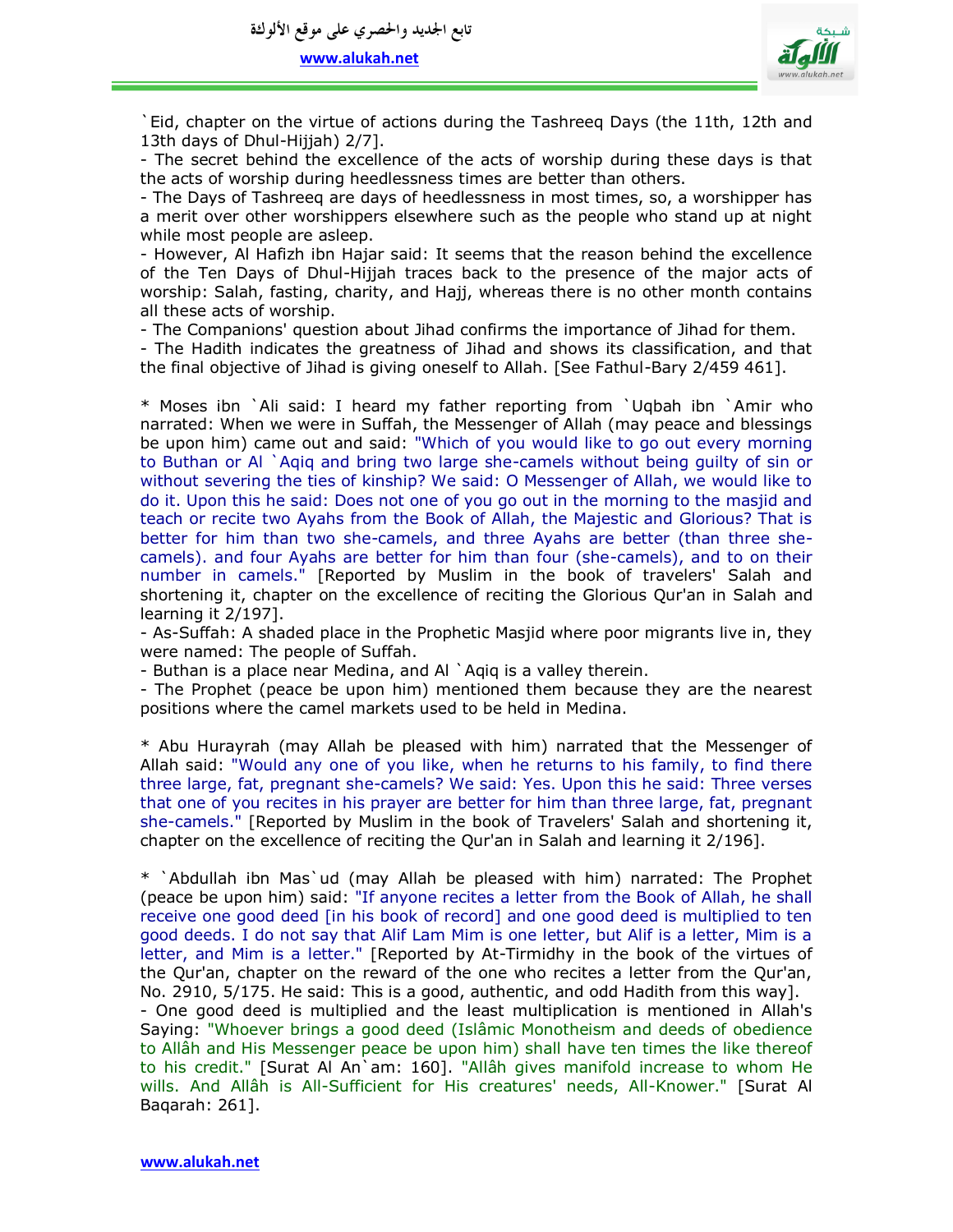`Eid, chapter on the virtue of actions during the Tashreeq Days (the 11th, 12th and 13th days of Dhul-Hijjah) 2/7].

- The secret behind the excellence of the acts of worship during these days is that the acts of worship during heedlessness times are better than others.
- The Days of Tashreeq are days of heedlessness in most times, so, a worshipper has a merit over other worshippers elsewhere such as the people who stand up at night while most people are asleep.
- However, Al Hafizh ibn Hajar said: It seems that the reason behind the excellence of the Ten Days of Dhul-Hijjah traces back to the presence of the major acts of worship: Salah, fasting, charity, and Hajj, whereas there is no other month contains all these acts of worship.
- The Companions' question about Jihad confirms the importance of Jihad for them.
- The Hadith indicates the greatness of Jihad and shows its classification, and that the final objective of Jihad is giving oneself to Allah. [See Fathul-Bary 2/459 461].

* Moses ibn `Ali said: I heard my father reporting from `Uqbah ibn `Amir who narrated: When we were in Suffah, the Messenger of Allah (may peace and blessings be upon him) came out and said: "Which of you would like to go out every morning to Buthan or Al `Aqiq and bring two large she-camels without being guilty of sin or without severing the ties of kinship? We said: O Messenger of Allah, we would like to do it. Upon this he said: Does not one of you go out in the morning to the masjid and teach or recite two Ayahs from the Book of Allah, the Majestic and Glorious? That is better for him than two she-camels, and three Ayahs are better (than three she-camels). and four Ayahs are better for him than four (she-camels), and to their number in camels." [Reported by Muslim in the book of travelers' Salah and shortening it, chapter on the excellence of reciting the Glorious Qur'an in Salah and learning it 2/197].

- As-Suffah: A shaded place in the Prophetic Masjid where poor migrants live in, they were named: The people of Suffah.
- Buthan is a place near Medina, and Al `Aqiq is a valley therein.
- The Prophet (peace be upon him) mentioned them because they are the nearest positions where the camel markets used to be held in Medina.

* Abu Hurayrah (may Allah be pleased with him) narrated that the Messenger of Allah said: "Would any one of you like, when he returns to his family, to find there three large, fat, pregnant she-camels? We said: Yes. Upon this he said: Three verses that one of you recites in his prayer are better for him than three large, fat, pregnant she-camels." [Reported by Muslim in the book of Travelers' Salah and shortening it, chapter on the excellence of reciting the Qur'an in Salah and learning it 2/196].

* `Abdullah ibn Mas`ud (may Allah be pleased with him) narrated: The Prophet (peace be upon him) said: "If anyone recites a letter from the Book of Allah, he shall receive one good deed [in his book of record] and one good deed is multiplied to ten good deeds. I do not say that Alif Lam Mim is one letter, but Alif is a letter, Mim is a letter, and Mim is a letter." [Reported by At-Tirmidhy in the book of the virtues of the Qur'an, chapter on the reward of the one who recites a letter from the Qur'an, No. 2910, 5/175. He said: This is a good, authentic, and odd Hadith from this way].

- One good deed is multiplied and the least multiplication is mentioned in Allah's Saying: "Whoever brings a good deed (Islâmic Monotheism and deeds of obedience to Allâh and His Messenger peace be upon him) shall have ten times the like thereof to his credit." [Surat Al An`am: 160]. "Allâh gives manifold increase to whom He wills. And Allâh is All-Sufficient for His creatures' needs, All-Knower." [Surat Al Baqarah: 261].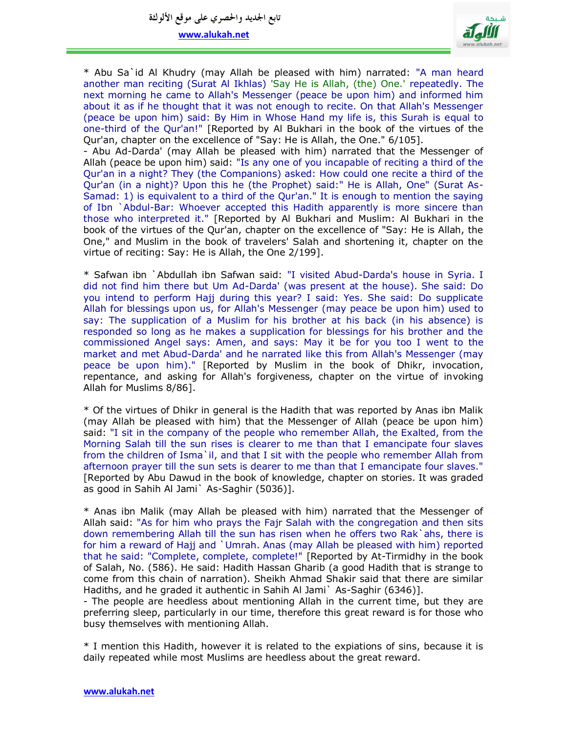* Abu Sa`id Al Khudry (may Allah be pleased with him) narrated: "A man heard another man reciting (Surat Al Ikhlas) 'Say He is Allah, (the) One.' repeatedly. The next morning he came to Allah's Messenger (peace be upon him) and informed him about it as if he thought that it was not enough to recite. On that Allah's Messenger (peace be upon him) said: By Him in Whose Hand my life is, this Surah is equal to one-third of the Qur'an!" [Reported by Al Bukhari in the book of the virtues of the Qur'an, chapter on the excellence of "Say: He is Allah, the One." 6/105].

- Abu Ad-Darda' (may Allah be pleased with him) narrated that the Messenger of Allah (peace be upon him) said: "Is any one of you incapable of reciting a third of the Qur'an in a night? They (the Companions) asked: How could one recite a third of the Qur'an (in a night)? Upon this he (the Prophet) said:" He is Allah, One" (Surat As-Samad: 1) is equivalent to a third of the Qur'an." It is enough to mention the saying of Ibn `Abdul-Bar: Whoever accepted this Hadith apparently is more sincere than those who interpreted it." [Reported by Al Bukhari and Muslim: Al Bukhari in the book of the virtues of the Qur'an, chapter on the excellence of "Say: He is Allah, the One," and Muslim in the book of travelers' Salah and shortening it, chapter on the virtue of reciting: Say: He is Allah, the One 2/199].

* Safwan ibn `Abdullah ibn Safwan said: "I visited Abud-Darda's house in Syria. I did not find him there but Um Ad-Darda' (was present at the house). She said: Do you intend to perform Hajj during this year? I said: Yes. She said: Do supplicate Allah for blessings upon us, for Allah's Messenger (may peace be upon him) used to say: The supplication of a Muslim for his brother at his back (in his absence) is responded so long as he makes a supplication for blessings for his brother and the commissioned Angel says: Amen, and says: May it be for you too I went to the market and met Abud-Darda' and he narrated like this from Allah's Messenger (may peace be upon him)." [Reported by Muslim in the book of Dhikr, invocation, repentance, and asking for Allah's forgiveness, chapter on the virtue of invoking Allah for Muslims 8/86].

* Of the virtues of Dhikr in general is the Hadith that was reported by Anas ibn Malik (may Allah be pleased with him) that the Messenger of Allah (peace be upon him) said: "I sit in the company of the people who remember Allah, the Exalted, from the Morning Salah till the sun rises is clearer to me than that I emancipate four slaves from the children of Isma`il, and that I sit with the people who remember Allah from afternoon prayer till the sun sets is dearer to me than that I emancipate four slaves." [Reported by Abu Dawud in the book of knowledge, chapter on stories. It was graded as good in Sahih Al Jami` As-Saghir (5036)].

* Anas ibn Malik (may Allah be pleased with him) narrated that the Messenger of Allah said: "As for him who prays the Fajr Salah with the congregation and then sits down remembering Allah till the sun has risen when he offers two Rak`ahs, there is for him a reward of Hajj and `Umrah. Anas (may Allah be pleased with him) reported that he said: "Complete, complete, complete!" [Reported by At-Tirmidhy in the book of Salah, No. (586). He said: Hadith Hassan Gharib (a good Hadith that is strange to come from this chain of narration). Sheikh Ahmad Shakir said that there are similar Hadiths, and he graded it authentic in Sahih Al Jami` As-Saghir (6346)].

- The people are heedless about mentioning Allah in the current time, but they are preferring sleep, particularly in our time, therefore this great reward is for those who busy themselves with mentioning Allah.

* I mention this Hadith, however it is related to the expiations of sins, because it is daily repeated while most Muslims are heedless about the great reward.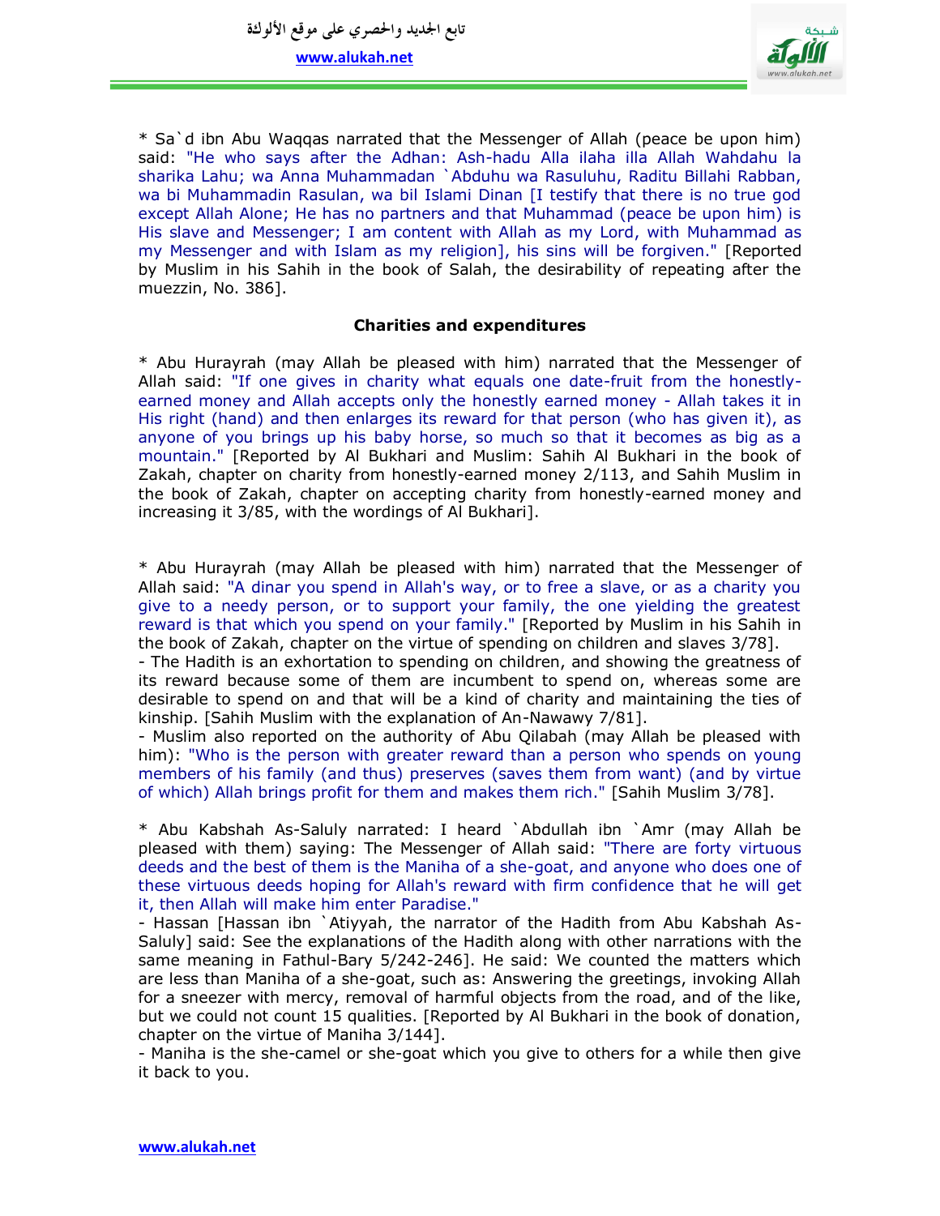* Sa`d ibn Abu Waqqas narrated that the Messenger of Allah (peace be upon him) said: "He who says after the Adhan: Ash-hadu Alla ilaha illa Allah Wahdahu la sharika Lahu; wa Anna Muhammadan `Abduhu wa Rasuluhu, Raditu Billahi Rabban, wa bi Muhammadin Rasulan, wa bil Islami Dinan [I testify that there is no true god except Allah Alone; He has no partners and that Muhammad (peace be upon him) is His slave and Messenger; I am content with Allah as my Lord, with Muhammad as my Messenger and with Islam as my religion], his sins will be forgiven." [Reported by Muslim in his Sahih in the book of Salah, the desirability of repeating after the muezzin, No. 386].

**Charities and expenditures**

* Abu Hurayrah (may Allah be pleased with him) narrated that the Messenger of Allah said: "If one gives in charity what equals one date-fruit from the honestly-earned money and Allah accepts only the honestly earned money - Allah takes it in His right (hand) and then enlarges its reward for that person (who has given it), as anyone of you brings up his baby horse, so much so that it becomes as big as a mountain." [Reported by Al Bukhari and Muslim: Sahih Al Bukhari in the book of Zakah, chapter on charity from honestly-earned money 2/113, and Sahih Muslim in the book of Zakah, chapter on accepting charity from honestly-earned money and increasing it 3/85, with the wordings of Al Bukhari].

* Abu Hurayrah (may Allah be pleased with him) narrated that the Messenger of Allah said: "A dinar you spend in Allah's way, or to free a slave, or as a charity you give to a needy person, or to support your family, the one yielding the greatest reward is that which you spend on your family." [Reported by Muslim in his Sahih in the book of Zakah, chapter on the virtue of spending on children and slaves 3/78].

- The Hadith is an exhortation to spending on children, and showing the greatness of its reward because some of them are incumbent to spend on, whereas some are desirable to spend on and that will be a kind of charity and maintaining the ties of kinship. [Sahih Muslim with the explanation of An-Nawawy 7/81].

- Muslim also reported on the authority of Abu Qilabah (may Allah be pleased with him): "Who is the person with greater reward than a person who spends on young members of his family (and thus) preserves (saves them from want) (and by virtue of which) Allah brings profit for them and makes them rich." [Sahih Muslim 3/78].

* Abu Kabshah As-Saluly narrated: I heard `Abdullah ibn `Amr (may Allah be pleased with them) saying: The Messenger of Allah said: "There are forty virtuous deeds and the best of them is the Maniha of a she-goat, and anyone who does one of these virtuous deeds hoping for Allah's reward with firm confidence that he will get it, then Allah will make him enter Paradise."

- Hassan [Hassan ibn `Atiyyah, the narrator of the Hadith from Abu Kabshah As-Saluly] said: See the explanations of the Hadith along with other narrations with the same meaning in Fathul-Bary 5/242-246]. He said: We counted the matters which are less than Maniha of a she-goat, such as: Answering the greetings, invoking Allah for a sneezer with mercy, removal of harmful objects from the road, and of the like, but we could not count 15 qualities. [Reported by Al Bukhari in the book of donation, chapter on the virtue of Maniha 3/144].

- Maniha is the she-camel or she-goat which you give to others for a while then give it back to you.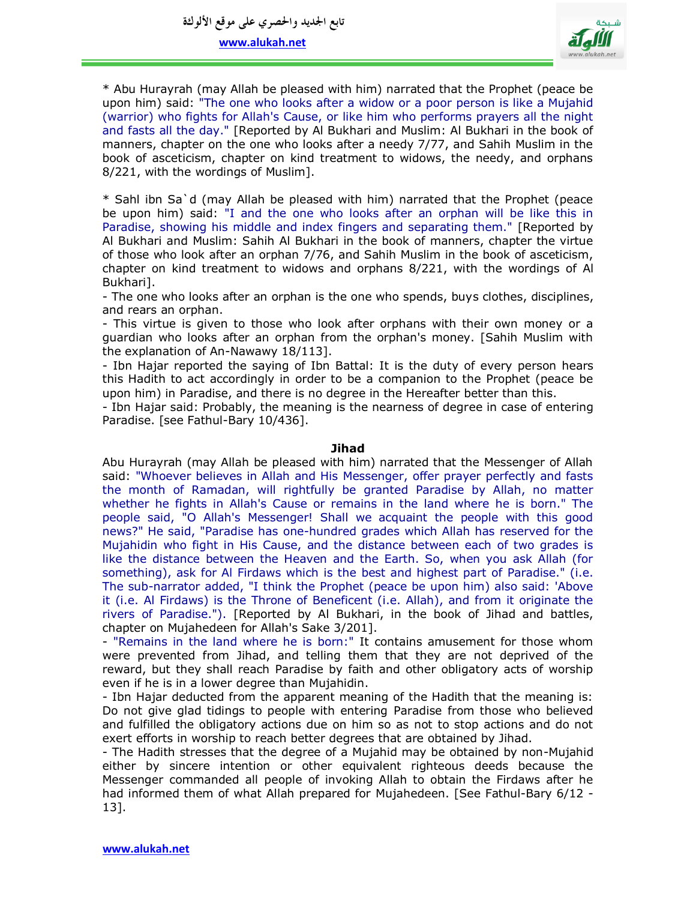* Abu Hurayrah (may Allah be pleased with him) narrated that the Prophet (peace be upon him) said: "The one who looks after a widow or a poor person is like a Mujahid (warrior) who fights for Allah's Cause, or like him who performs prayers all the night and fasts all the day." [Reported by Al Bukhari and Muslim: Al Bukhari in the book of manners, chapter on the one who looks after a needy 7/77, and Sahih Muslim in the book of asceticism, chapter on kind treatment to widows, the needy, and orphans 8/221, with the wordings of Muslim].

* Sahl ibn Sa`d (may Allah be pleased with him) narrated that the Prophet (peace be upon him) said: "I and the one who looks after an orphan will be like this in Paradise, showing his middle and index fingers and separating them." [Reported by Al Bukhari and Muslim: Sahih Al Bukhari in the book of manners, chapter the virtue of those who look after an orphan 7/76, and Sahih Muslim in the book of asceticism, chapter on kind treatment to widows and orphans 8/221, with the wordings of Al Bukhari].

- The one who looks after an orphan is the one who spends, buys clothes, disciplines, and rears an orphan.
- This virtue is given to those who look after orphans with their own money or a guardian who looks after an orphan from the orphan's money. [Sahih Muslim with the explanation of An-Nawawy 18/113].
- Ibn Hajar reported the saying of Ibn Battal: It is the duty of every person hears this Hadith to act accordingly in order to be a companion to the Prophet (peace be upon him) in Paradise, and there is no degree in the Hereafter better than this.
- Ibn Hajar said: Probably, the meaning is the nearness of degree in case of entering Paradise. [see Fathul-Bary 10/436].

**Jihad**

Abu Hurayrah (may Allah be pleased with him) narrated that the Messenger of Allah said: "Whoever believes in Allah and His Messenger, offer prayer perfectly and fasts the month of Ramadan, will rightfully be granted Paradise by Allah, no matter whether he fights in Allah's Cause or remains in the land where he is born." The people said, "O Allah's Messenger! Shall we acquaint the people with this good news?" He said, "Paradise has one-hundred grades which Allah has reserved for the Mujahidin who fight in His Cause, and the distance between each of two grades is like the distance between the Heaven and the Earth. So, when you ask Allah (for something), ask for Al Firdaws which is the best and highest part of Paradise." (i.e. The sub-narrator added, "I think the Prophet (peace be upon him) also said: 'Above it (i.e. Al Firdaws) is the Throne of Beneficent (i.e. Allah), and from it originate the rivers of Paradise."). [Reported by Al Bukhari, in the book of Jihad and battles, chapter on Mujahedeen for Allah's Sake 3/201].

- "Remains in the land where he is born:" It contains amusement for those whom were prevented from Jihad, and telling them that they are not deprived of the reward, but they shall reach Paradise by faith and other obligatory acts of worship even if he is in a lower degree than Mujahidin.
- Ibn Hajar deducted from the apparent meaning of the Hadith that the meaning is: Do not give glad tidings to people with entering Paradise from those who believed and fulfilled the obligatory actions due on him so as not to stop actions and do not exert efforts in worship to reach better degrees that are obtained by Jihad.
- The Hadith stresses that the degree of a Mujahid may be obtained by non-Mujahid either by sincere intention or other equivalent righteous deeds because the Messenger commanded all people of invoking Allah to obtain the Firdaws after he had informed them of what Allah prepared for Mujahedeen. [See Fathul-Bary 6/12 - 13].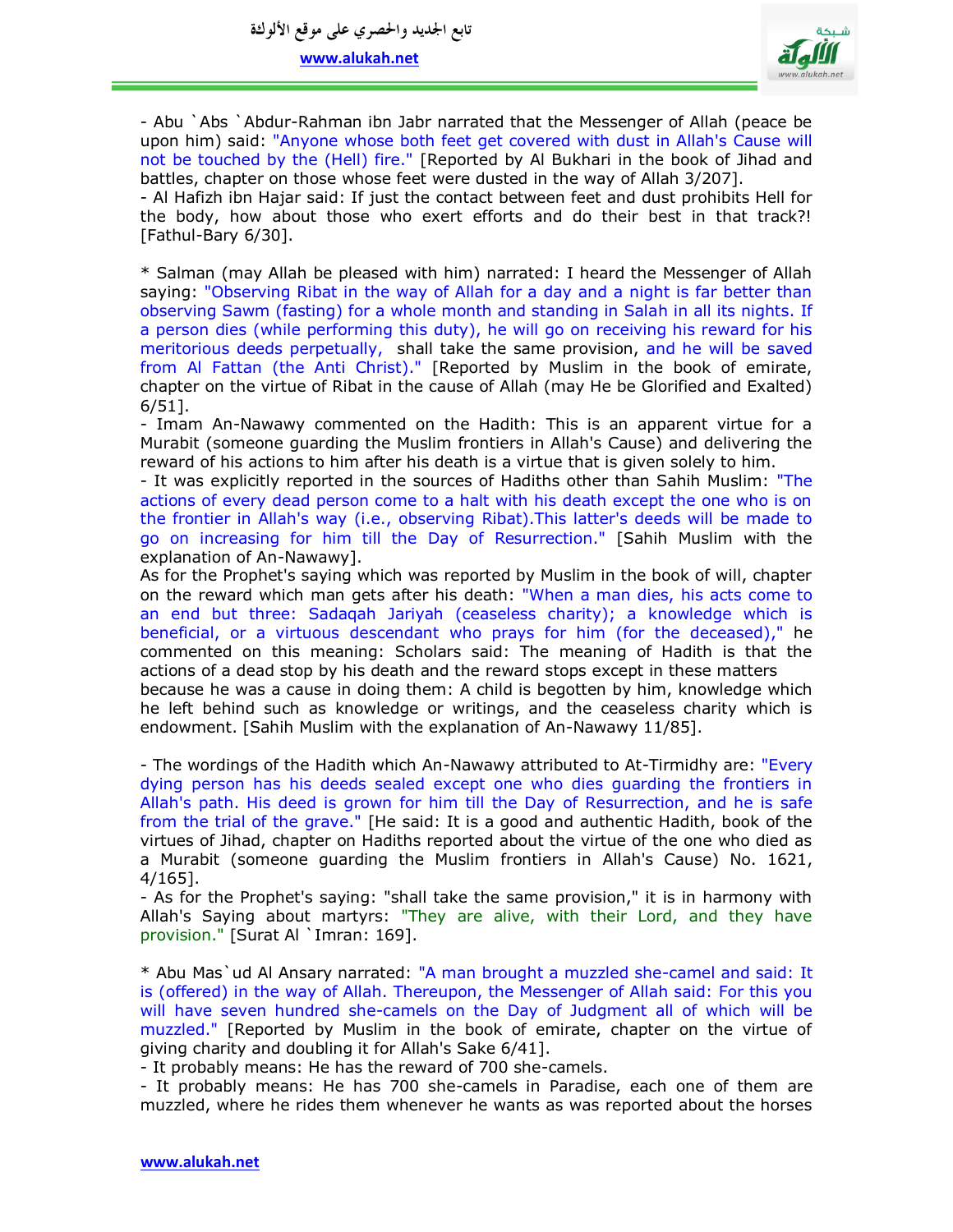- Abu `Abs `Abdur-Rahman ibn Jabr narrated that the Messenger of Allah (peace be upon him) said: "Anyone whose both feet get covered with dust in Allah's Cause will not be touched by the (Hell) fire." [Reported by Al Bukhari in the book of Jihad and battles, chapter on those whose feet were dusted in the way of Allah 3/207].
- Al Hafizh ibn Hajar said: If just the contact between feet and dust prohibits Hell for the body, how about those who exert efforts and do their best in that track?! [Fathul-Bary 6/30].

* Salman (may Allah be pleased with him) narrated: I heard the Messenger of Allah saying: "Observing Ribat in the way of Allah for a day and a night is far better than observing Sawm (fasting) for a whole month and standing in Salah in all its nights. If a person dies (while performing this duty), he will go on receiving his reward for his meritorious deeds perpetually, shall take the same provision, and he will be saved from Al Fattan (the Anti Christ)." [Reported by Muslim in the book of emirate, chapter on the virtue of Ribat in the cause of Allah (may He be Glorified and Exalted) 6/51].
- Imam An-Nawawy commented on the Hadith: This is an apparent virtue for a Murabit (someone guarding the Muslim frontiers in Allah's Cause) and delivering the reward of his actions to him after his death is a virtue that is given solely to him.
- It was explicitly reported in the sources of Hadiths other than Sahih Muslim: "The actions of every dead person come to a halt with his death except the one who is on the frontier in Allah's way (i.e., observing Ribat).This latter's deeds will be made to go on increasing for him till the Day of Resurrection." [Sahih Muslim with the explanation of An-Nawawy].
As for the Prophet's saying which was reported by Muslim in the book of will, chapter on the reward which man gets after his death: "When a man dies, his acts come to an end but three: Sadaqah Jariyah (ceaseless charity); a knowledge which is beneficial, or a virtuous descendant who prays for him (for the deceased)," he commented on this meaning: Scholars said: The meaning of Hadith is that the actions of a dead stop by his death and the reward stops except in these matters because he was a cause in doing them: A child is begotten by him, knowledge which he left behind such as knowledge or writings, and the ceaseless charity which is endowment. [Sahih Muslim with the explanation of An-Nawawy 11/85].

- The wordings of the Hadith which An-Nawawy attributed to At-Tirmidhy are: "Every dying person has his deeds sealed except one who dies guarding the frontiers in Allah's path. His deed is grown for him till the Day of Resurrection, and he is safe from the trial of the grave." [He said: It is a good and authentic Hadith, book of the virtues of Jihad, chapter on Hadiths reported about the virtue of the one who died as a Murabit (someone guarding the Muslim frontiers in Allah's Cause) No. 1621, 4/165].
- As for the Prophet's saying: "shall take the same provision," it is in harmony with Allah's Saying about martyrs: "They are alive, with their Lord, and they have provision." [Surat Al `Imran: 169].

* Abu Mas`ud Al Ansary narrated: "A man brought a muzzled she-camel and said: It is (offered) in the way of Allah. Thereupon, the Messenger of Allah said: For this you will have seven hundred she-camels on the Day of Judgment all of which will be muzzled." [Reported by Muslim in the book of emirate, chapter on the virtue of giving charity and doubling it for Allah's Sake 6/41].
- It probably means: He has the reward of 700 she-camels.
- It probably means: He has 700 she-camels in Paradise, each one of them are muzzled, where he rides them whenever he wants as was reported about the horses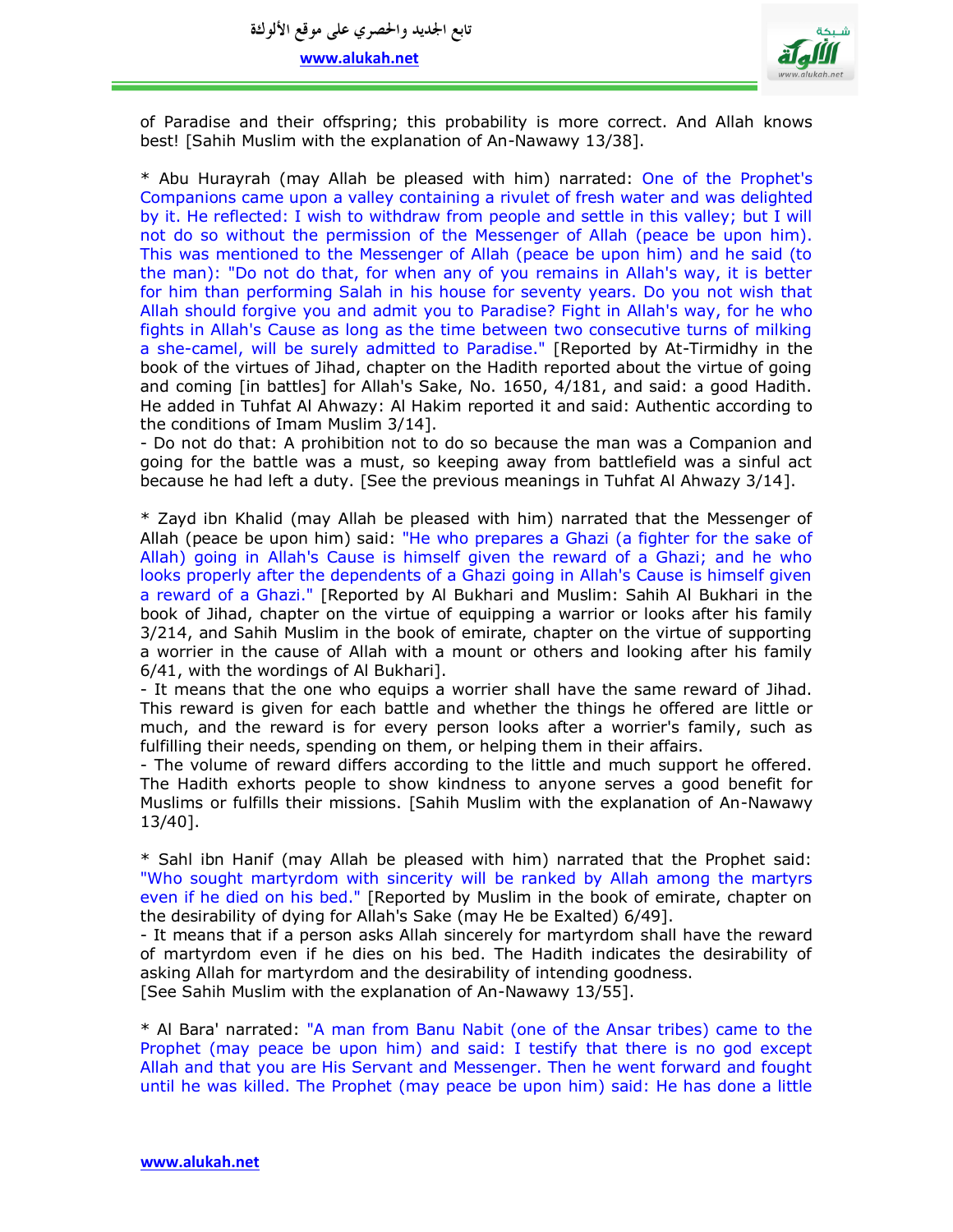of Paradise and their offspring; this probability is more correct. And Allah knows best! [Sahih Muslim with the explanation of An-Nawawy 13/38].

* Abu Hurayrah (may Allah be pleased with him) narrated: One of the Prophet's Companions came upon a valley containing a rivulet of fresh water and was delighted by it. He reflected: I wish to withdraw from people and settle in this valley; but I will not do so without the permission of the Messenger of Allah (peace be upon him). This was mentioned to the Messenger of Allah (peace be upon him) and he said (to the man): "Do not do that, for when any of you remains in Allah's way, it is better for him than performing Salah in his house for seventy years. Do you not wish that Allah should forgive you and admit you to Paradise? Fight in Allah's way, for he who fights in Allah's Cause as long as the time between two consecutive turns of milking a she-camel, will be surely admitted to Paradise." [Reported by At-Tirmidhy in the book of the virtues of Jihad, chapter on the Hadith reported about the virtue of going and coming [in battles] for Allah's Sake, No. 1650, 4/181, and said: a good Hadith. He added in Tuhfat Al Ahwazy: Al Hakim reported it and said: Authentic according to the conditions of Imam Muslim 3/14].

- Do not do that: A prohibition not to do so because the man was a Companion and going for the battle was a must, so keeping away from battlefield was a sinful act because he had left a duty. [See the previous meanings in Tuhfat Al Ahwazy 3/14].

* Zayd ibn Khalid (may Allah be pleased with him) narrated that the Messenger of Allah (peace be upon him) said: "He who prepares a Ghazi (a fighter for the sake of Allah) going in Allah's Cause is himself given the reward of a Ghazi; and he who looks properly after the dependents of a Ghazi going in Allah's Cause is himself given a reward of a Ghazi." [Reported by Al Bukhari and Muslim: Sahih Al Bukhari in the book of Jihad, chapter on the virtue of equipping a warrior or looks after his family 3/214, and Sahih Muslim in the book of emirate, chapter on the virtue of supporting a worrier in the cause of Allah with a mount or others and looking after his family 6/41, with the wordings of Al Bukhari].

- It means that the one who equips a worrier shall have the same reward of Jihad. This reward is given for each battle and whether the things he offered are little or much, and the reward is for every person looks after a worrier's family, such as fulfilling their needs, spending on them, or helping them in their affairs.

- The volume of reward differs according to the little and much support he offered. The Hadith exhorts people to show kindness to anyone serves a good benefit for Muslims or fulfills their missions. [Sahih Muslim with the explanation of An-Nawawy 13/40].

* Sahl ibn Hanif (may Allah be pleased with him) narrated that the Prophet said: "Who sought martyrdom with sincerity will be ranked by Allah among the martyrs even if he died on his bed." [Reported by Muslim in the book of emirate, chapter on the desirability of dying for Allah's Sake (may He be Exalted) 6/49].

- It means that if a person asks Allah sincerely for martyrdom shall have the reward of martyrdom even if he dies on his bed. The Hadith indicates the desirability of asking Allah for martyrdom and the desirability of intending goodness.
[See Sahih Muslim with the explanation of An-Nawawy 13/55].

* Al Bara' narrated: "A man from Banu Nabit (one of the Ansar tribes) came to the Prophet (may peace be upon him) and said: I testify that there is no god except Allah and that you are His Servant and Messenger. Then he went forward and fought until he was killed. The Prophet (may peace be upon him) said: He has done a little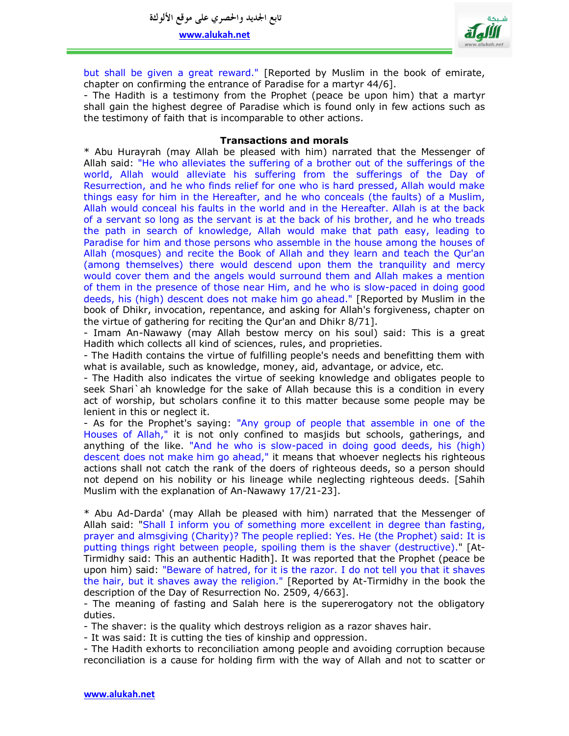but shall be given a great reward." [Reported by Muslim in the book of emirate, chapter on confirming the entrance of Paradise for a martyr 44/6].

- The Hadith is a testimony from the Prophet (peace be upon him) that a martyr shall gain the highest degree of Paradise which is found only in few actions such as the testimony of faith that is incomparable to other actions.

### Transactions and morals

* Abu Hurayrah (may Allah be pleased with him) narrated that the Messenger of Allah said: "He who alleviates the suffering of a brother out of the sufferings of the world, Allah would alleviate his suffering from the sufferings of the Day of Resurrection, and he who finds relief for one who is hard pressed, Allah would make things easy for him in the Hereafter, and he who conceals (the faults) of a Muslim, Allah would conceal his faults in the world and in the Hereafter. Allah is at the back of a servant so long as the servant is at the back of his brother, and he who treads the path in search of knowledge, Allah would make that path easy, leading to Paradise for him and those persons who assemble in the house among the houses of Allah (mosques) and recite the Book of Allah and they learn and teach the Qur'an (among themselves) there would descend upon them the tranquility and mercy would cover them and the angels would surround them and Allah makes a mention of them in the presence of those near Him, and he who is slow-paced in doing good deeds, his (high) descent does not make him go ahead." [Reported by Muslim in the book of Dhikr, invocation, repentance, and asking for Allah's forgiveness, chapter on the virtue of gathering for reciting the Qur'an and Dhikr 8/71].

- Imam An-Nawawy (may Allah bestow mercy on his soul) said: This is a great Hadith which collects all kind of sciences, rules, and proprieties.
- The Hadith contains the virtue of fulfilling people's needs and benefitting them with what is available, such as knowledge, money, aid, advantage, or advice, etc.
- The Hadith also indicates the virtue of seeking knowledge and obligates people to seek Shari`ah knowledge for the sake of Allah because this is a condition in every act of worship, but scholars confine it to this matter because some people may be lenient in this or neglect it.
- As for the Prophet's saying: "Any group of people that assemble in one of the Houses of Allah," it is not only confined to masjids but schools, gatherings, and anything of the like. "And he who is slow-paced in doing good deeds, his (high) descent does not make him go ahead," it means that whoever neglects his righteous actions shall not catch the rank of the doers of righteous deeds, so a person should not depend on his nobility or his lineage while neglecting righteous deeds. [Sahih Muslim with the explanation of An-Nawawy 17/21-23].

* Abu Ad-Darda' (may Allah be pleased with him) narrated that the Messenger of Allah said: "Shall I inform you of something more excellent in degree than fasting, prayer and almsgiving (Charity)? The people replied: Yes. He (the Prophet) said: It is putting things right between people, spoiling them is the shaver (destructive)." [At-Tirmidhy said: This an authentic Hadith]. It was reported that the Prophet (peace be upon him) said: "Beware of hatred, for it is the razor. I do not tell you that it shaves the hair, but it shaves away the religion." [Reported by At-Tirmidhy in the book the description of the Day of Resurrection No. 2509, 4/663].

- The meaning of fasting and Salah here is the supererogatory not the obligatory duties.
- The shaver: is the quality which destroys religion as a razor shaves hair.
- It was said: It is cutting the ties of kinship and oppression.
- The Hadith exhorts to reconciliation among people and avoiding corruption because reconciliation is a cause for holding firm with the way of Allah and not to scatter or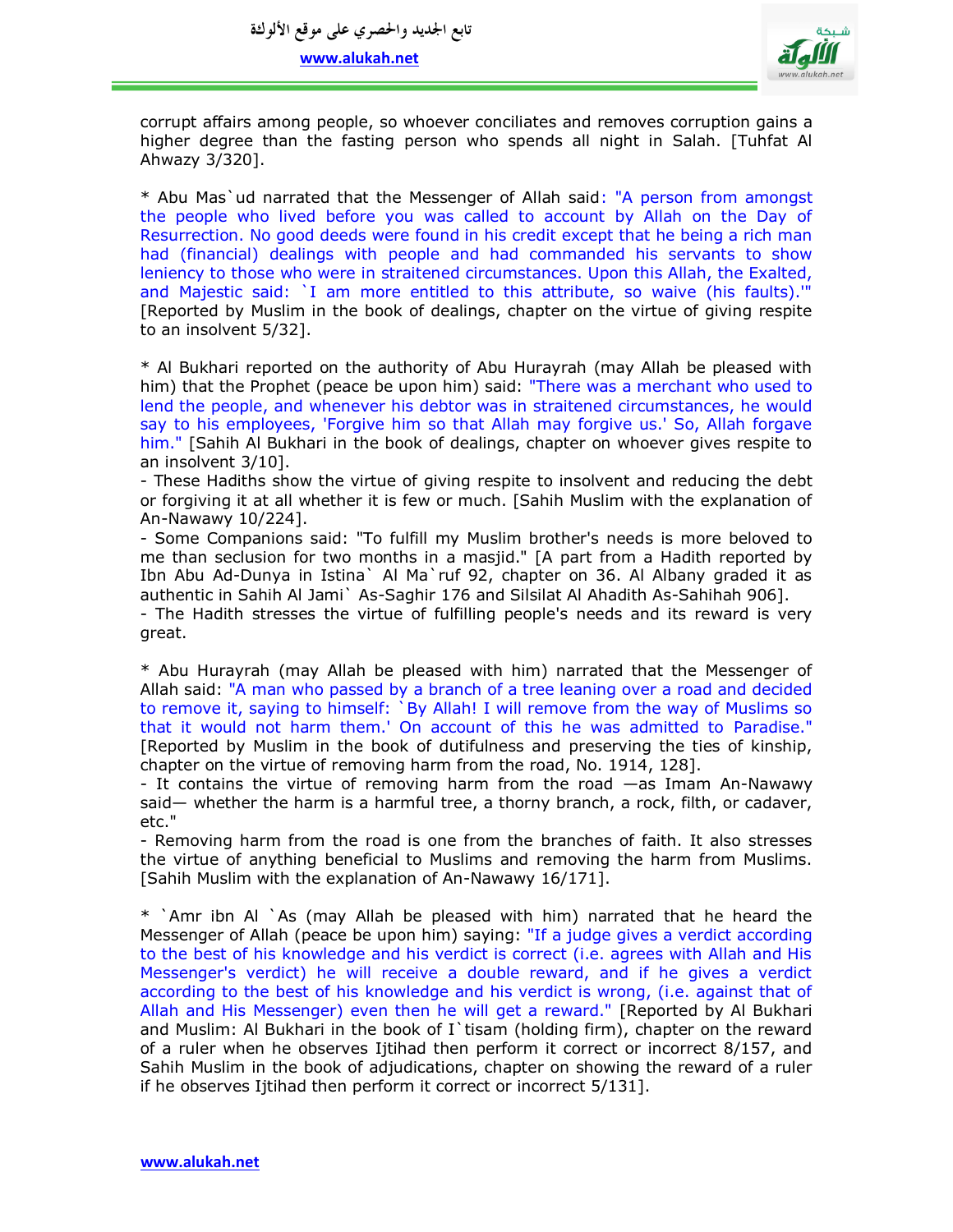corrupt affairs among people, so whoever conciliates and removes corruption gains a higher degree than the fasting person who spends all night in Salah. [Tuhfat Al Ahwazy 3/320].

* Abu Mas`ud narrated that the Messenger of Allah said: "A person from amongst the people who lived before you was called to account by Allah on the Day of Resurrection. No good deeds were found in his credit except that he being a rich man had (financial) dealings with people and had commanded his servants to show leniency to those who were in straitened circumstances. Upon this Allah, the Exalted, and Majestic said: `I am more entitled to this attribute, so waive (his faults).'" [Reported by Muslim in the book of dealings, chapter on the virtue of giving respite to an insolvent 5/32].

* Al Bukhari reported on the authority of Abu Hurayrah (may Allah be pleased with him) that the Prophet (peace be upon him) said: "There was a merchant who used to lend the people, and whenever his debtor was in straitened circumstances, he would say to his employees, 'Forgive him so that Allah may forgive us.' So, Allah forgave him." [Sahih Al Bukhari in the book of dealings, chapter on whoever gives respite to an insolvent 3/10].

- These Hadiths show the virtue of giving respite to insolvent and reducing the debt or forgiving it at all whether it is few or much. [Sahih Muslim with the explanation of An-Nawawy 10/224].

- Some Companions said: "To fulfill my Muslim brother's needs is more beloved to me than seclusion for two months in a masjid." [A part from a Hadith reported by Ibn Abu Ad-Dunya in Istina` Al Ma`ruf 92, chapter on 36. Al Albany graded it as authentic in Sahih Al Jami` As-Saghir 176 and Silsilat Al Ahadith As-Sahihah 906].

- The Hadith stresses the virtue of fulfilling people's needs and its reward is very great.

* Abu Hurayrah (may Allah be pleased with him) narrated that the Messenger of Allah said: "A man who passed by a branch of a tree leaning over a road and decided to remove it, saying to himself: `By Allah! I will remove from the way of Muslims so that it would not harm them.' On account of this he was admitted to Paradise." [Reported by Muslim in the book of dutifulness and preserving the ties of kinship, chapter on the virtue of removing harm from the road, No. 1914, 128].

- It contains the virtue of removing harm from the road —as Imam An-Nawawy said— whether the harm is a harmful tree, a thorny branch, a rock, filth, or cadaver, etc."

- Removing harm from the road is one from the branches of faith. It also stresses the virtue of anything beneficial to Muslims and removing the harm from Muslims. [Sahih Muslim with the explanation of An-Nawawy 16/171].

* `Amr ibn Al `As (may Allah be pleased with him) narrated that he heard the Messenger of Allah (peace be upon him) saying: "If a judge gives a verdict according to the best of his knowledge and his verdict is correct (i.e. agrees with Allah and His Messenger's verdict) he will receive a double reward, and if he gives a verdict according to the best of his knowledge and his verdict is wrong, (i.e. against that of Allah and His Messenger) even then he will get a reward." [Reported by Al Bukhari and Muslim: Al Bukhari in the book of I`tisam (holding firm), chapter on the reward of a ruler when he observes Ijtihad then perform it correct or incorrect 8/157, and Sahih Muslim in the book of adjudications, chapter on showing the reward of a ruler if he observes Ijtihad then perform it correct or incorrect 5/131].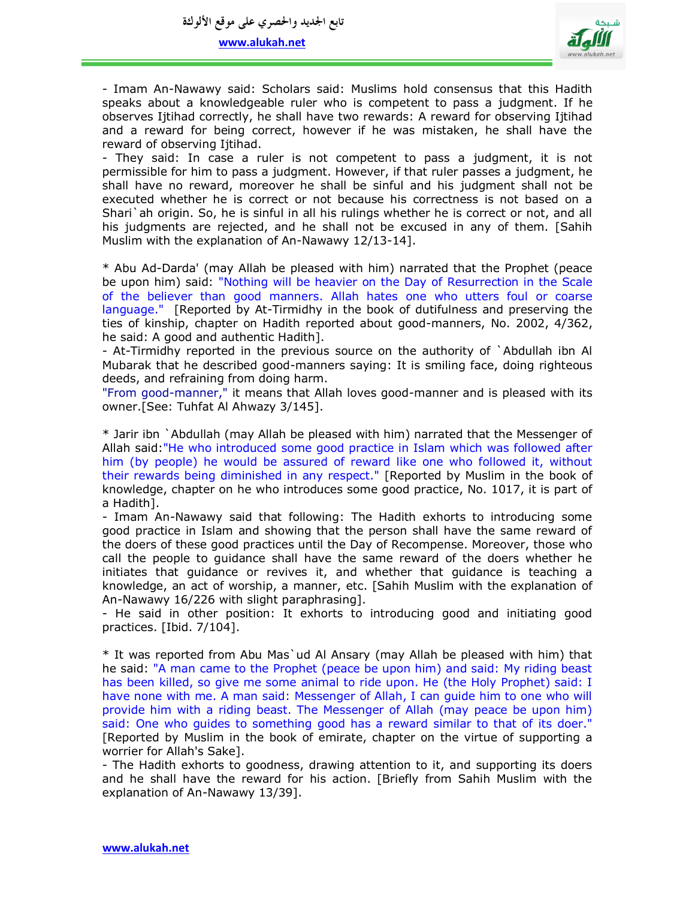- Imam An-Nawawy said: Scholars said: Muslims hold consensus that this Hadith speaks about a knowledgeable ruler who is competent to pass a judgment. If he observes Ijtihad correctly, he shall have two rewards: A reward for observing Ijtihad and a reward for being correct, however if he was mistaken, he shall have the reward of observing Ijtihad.

- They said: In case a ruler is not competent to pass a judgment, it is not permissible for him to pass a judgment. However, if that ruler passes a judgment, he shall have no reward, moreover he shall be sinful and his judgment shall not be executed whether he is correct or not because his correctness is not based on a Shari`ah origin. So, he is sinful in all his rulings whether he is correct or not, and all his judgments are rejected, and he shall not be excused in any of them. [Sahih Muslim with the explanation of An-Nawawy 12/13-14].

* Abu Ad-Darda' (may Allah be pleased with him) narrated that the Prophet (peace be upon him) said: "Nothing will be heavier on the Day of Resurrection in the Scale of the believer than good manners. Allah hates one who utters foul or coarse language." [Reported by At-Tirmidhy in the book of dutifulness and preserving the ties of kinship, chapter on Hadith reported about good-manners, No. 2002, 4/362, he said: A good and authentic Hadith].

- At-Tirmidhy reported in the previous source on the authority of `Abdullah ibn Al Mubarak that he described good-manners saying: It is smiling face, doing righteous deeds, and refraining from doing harm.

"From good-manner," it means that Allah loves good-manner and is pleased with its owner.[See: Tuhfat Al Ahwazy 3/145].

* Jarir ibn `Abdullah (may Allah be pleased with him) narrated that the Messenger of Allah said:"He who introduced some good practice in Islam which was followed after him (by people) he would be assured of reward like one who followed it, without their rewards being diminished in any respect." [Reported by Muslim in the book of knowledge, chapter on he who introduces some good practice, No. 1017, it is part of a Hadith].

- Imam An-Nawawy said that following: The Hadith exhorts to introducing some good practice in Islam and showing that the person shall have the same reward of the doers of these good practices until the Day of Recompense. Moreover, those who call the people to guidance shall have the same reward of the doers whether he initiates that guidance or revives it, and whether that guidance is teaching a knowledge, an act of worship, a manner, etc. [Sahih Muslim with the explanation of An-Nawawy 16/226 with slight paraphrasing].

- He said in other position: It exhorts to introducing good and initiating good practices. [Ibid. 7/104].

* It was reported from Abu Mas`ud Al Ansary (may Allah be pleased with him) that he said: "A man came to the Prophet (peace be upon him) and said: My riding beast has been killed, so give me some animal to ride upon. He (the Holy Prophet) said: I have none with me. A man said: Messenger of Allah, I can guide him to one who will provide him with a riding beast. The Messenger of Allah (may peace be upon him) said: One who guides to something good has a reward similar to that of its doer." [Reported by Muslim in the book of emirate, chapter on the virtue of supporting a worrier for Allah's Sake].

- The Hadith exhorts to goodness, drawing attention to it, and supporting its doers and he shall have the reward for his action. [Briefly from Sahih Muslim with the explanation of An-Nawawy 13/39].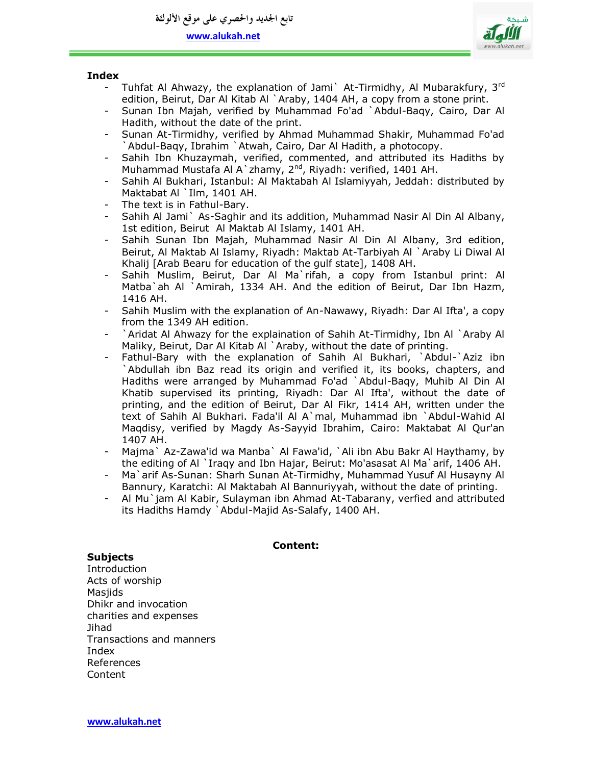**Index**

- Tuhfat Al Ahwazy, the explanation of Jami` At-Tirmidhy, Al Mubarakfury, 3rd edition, Beirut, Dar Al Kitab Al `Araby, 1404 AH, a copy from a stone print.
- Sunan Ibn Majah, verified by Muhammad Fo'ad `Abdul-Baqy, Cairo, Dar Al Hadith, without the date of the print.
- Sunan At-Tirmidhy, verified by Ahmad Muhammad Shakir, Muhammad Fo'ad `Abdul-Baqy, Ibrahim `Atwah, Cairo, Dar Al Hadith, a photocopy.
- Sahih Ibn Khuzaymah, verified, commented, and attributed its Hadiths by Muhammad Mustafa Al A`zhamy, 2nd, Riyadh: verified, 1401 AH.
- Sahih Al Bukhari, Istanbul: Al Maktabah Al Islamiyyah, Jeddah: distributed by Maktabat Al `Ilm, 1401 AH.
- The text is in Fathul-Bary.
- Sahih Al Jami` As-Saghir and its addition, Muhammad Nasir Al Din Al Albany, 1st edition, Beirut Al Maktab Al Islamy, 1401 AH.
- Sahih Sunan Ibn Majah, Muhammad Nasir Al Din Al Albany, 3rd edition, Beirut, Al Maktab Al Islamy, Riyadh: Maktab At-Tarbiyah Al `Araby Li Diwal Al Khalij [Arab Bearu for education of the gulf state], 1408 AH.
- Sahih Muslim, Beirut, Dar Al Ma`rifah, a copy from Istanbul print: Al Matba`ah Al `Amirah, 1334 AH. And the edition of Beirut, Dar Ibn Hazm, 1416 AH.
- Sahih Muslim with the explanation of An-Nawawy, Riyadh: Dar Al Ifta', a copy from the 1349 AH edition.
- `Aridat Al Ahwazy for the explaination of Sahih At-Tirmidhy, Ibn Al `Araby Al Maliky, Beirut, Dar Al Kitab Al `Araby, without the date of printing.
- Fathul-Bary with the explanation of Sahih Al Bukhari, `Abdul-`Aziz ibn `Abdullah ibn Baz read its origin and verified it, its books, chapters, and Hadiths were arranged by Muhammad Fo'ad `Abdul-Baqy, Muhib Al Din Al Khatib supervised its printing, Riyadh: Dar Al Ifta', without the date of printing, and the edition of Beirut, Dar Al Fikr, 1414 AH, written under the text of Sahih Al Bukhari. Fada'il Al A`mal, Muhammad ibn `Abdul-Wahid Al Maqdisy, verified by Magdy As-Sayyid Ibrahim, Cairo: Maktabat Al Qur'an 1407 AH.
- Majma` Az-Zawa'id wa Manba` Al Fawa'id, `Ali ibn Abu Bakr Al Haythamy, by the editing of Al `Iraqy and Ibn Hajar, Beirut: Mo'asasat Al Ma`arif, 1406 AH.
- Ma`arif As-Sunan: Sharh Sunan At-Tirmidhy, Muhammad Yusuf Al Husayny Al Bannury, Karatchi: Al Maktabah Al Bannuriyyah, without the date of printing.
- Al Mu`jam Al Kabir, Sulayman ibn Ahmad At-Tabarany, verfied and attributed its Hadiths Hamdy `Abdul-Majid As-Salafy, 1400 AH.

**Content:**

**Subjects**

Introduction
Acts of worship
Masjids
Dhikr and invocation
charities and expenses
Jihad
Transactions and manners
Index
References
Content